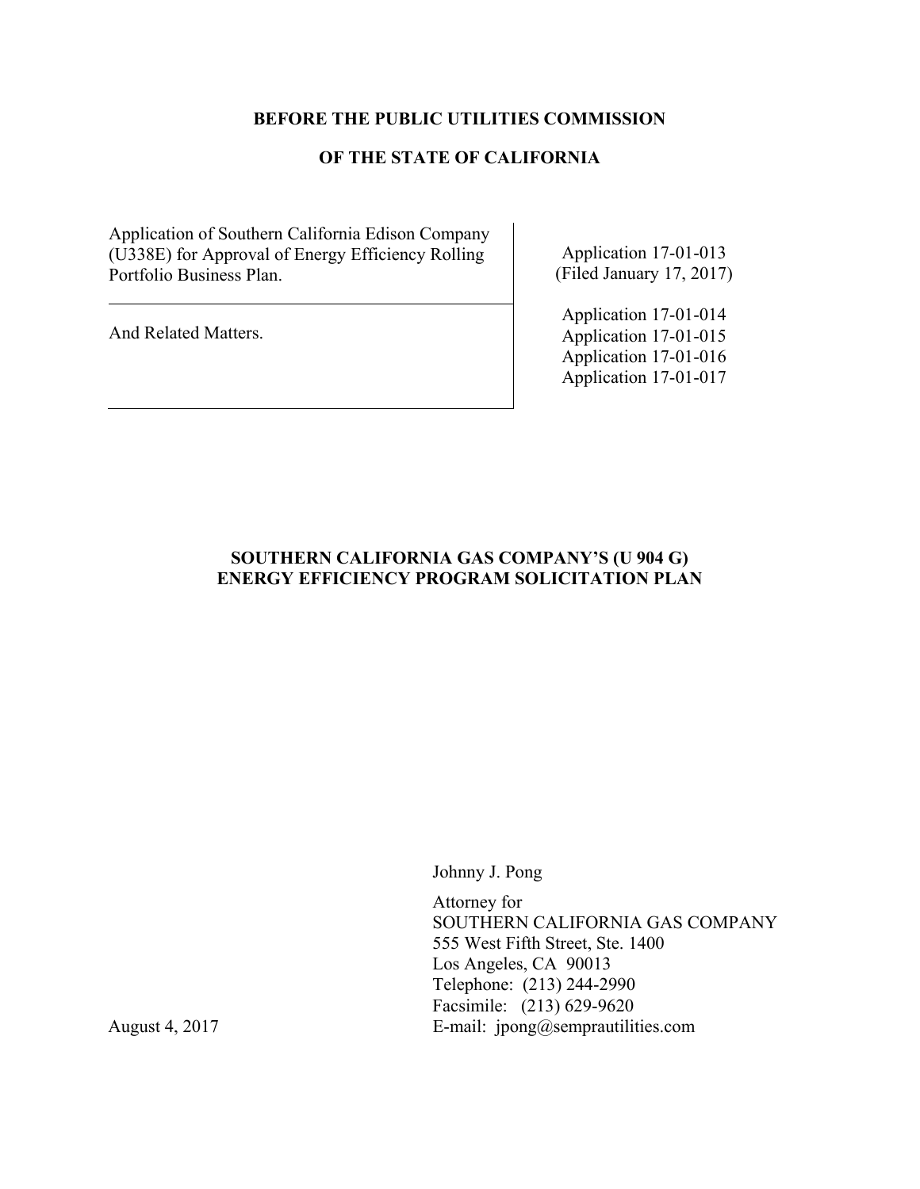**BEFORE THE PUBLIC UTILITIES COMMISSION**

**OF THE STATE OF CALIFORNIA**

| | |
|---|---|
| Application of Southern California Edison Company (U338E) for Approval of Energy Efficiency Rolling Portfolio Business Plan. | Application 17-01-013<br>(Filed January 17, 2017) |
| And Related Matters. | Application 17-01-014<br>Application 17-01-015<br>Application 17-01-016<br>Application 17-01-017 |

**SOUTHERN CALIFORNIA GAS COMPANY'S (U 904 G)**
**ENERGY EFFICIENCY PROGRAM SOLICITATION PLAN**

Johnny J. Pong

Attorney for
SOUTHERN CALIFORNIA GAS COMPANY
555 West Fifth Street, Ste. 1400
Los Angeles, CA 90013
Telephone: (213) 244-2990
Facsimile: (213) 629-9620
E-mail: jpong@semprautilities.com

August 4, 2017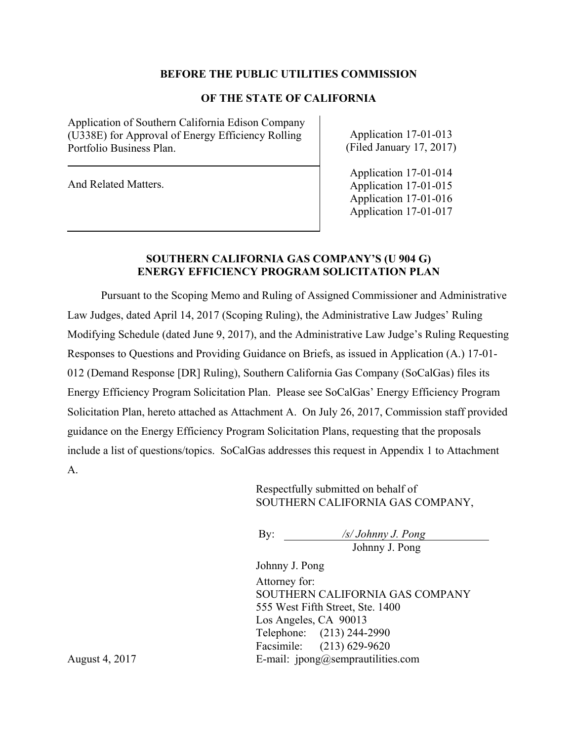**BEFORE THE PUBLIC UTILITIES COMMISSION**

**OF THE STATE OF CALIFORNIA**

| | |
|---|---|
| Application of Southern California Edison Company (U338E) for Approval of Energy Efficiency Rolling Portfolio Business Plan. | Application 17-01-013 (Filed January 17, 2017) |
| And Related Matters. | Application 17-01-014<br>Application 17-01-015<br>Application 17-01-016<br>Application 17-01-017 |

**SOUTHERN CALIFORNIA GAS COMPANY'S (U 904 G) ENERGY EFFICIENCY PROGRAM SOLICITATION PLAN**

Pursuant to the Scoping Memo and Ruling of Assigned Commissioner and Administrative Law Judges, dated April 14, 2017 (Scoping Ruling), the Administrative Law Judges' Ruling Modifying Schedule (dated June 9, 2017), and the Administrative Law Judge's Ruling Requesting Responses to Questions and Providing Guidance on Briefs, as issued in Application (A.) 17-01-012 (Demand Response [DR] Ruling), Southern California Gas Company (SoCalGas) files its Energy Efficiency Program Solicitation Plan. Please see SoCalGas' Energy Efficiency Program Solicitation Plan, hereto attached as Attachment A. On July 26, 2017, Commission staff provided guidance on the Energy Efficiency Program Solicitation Plans, requesting that the proposals include a list of questions/topics. SoCalGas addresses this request in Appendix 1 to Attachment A.

Respectfully submitted on behalf of
SOUTHERN CALIFORNIA GAS COMPANY,

By: */s/ Johnny J. Pong*
Johnny J. Pong

Johnny J. Pong
Attorney for:
SOUTHERN CALIFORNIA GAS COMPANY
555 West Fifth Street, Ste. 1400
Los Angeles, CA 90013
Telephone: (213) 244-2990
Facsimile: (213) 629-9620
E-mail: jpong@semprautilities.com

August 4, 2017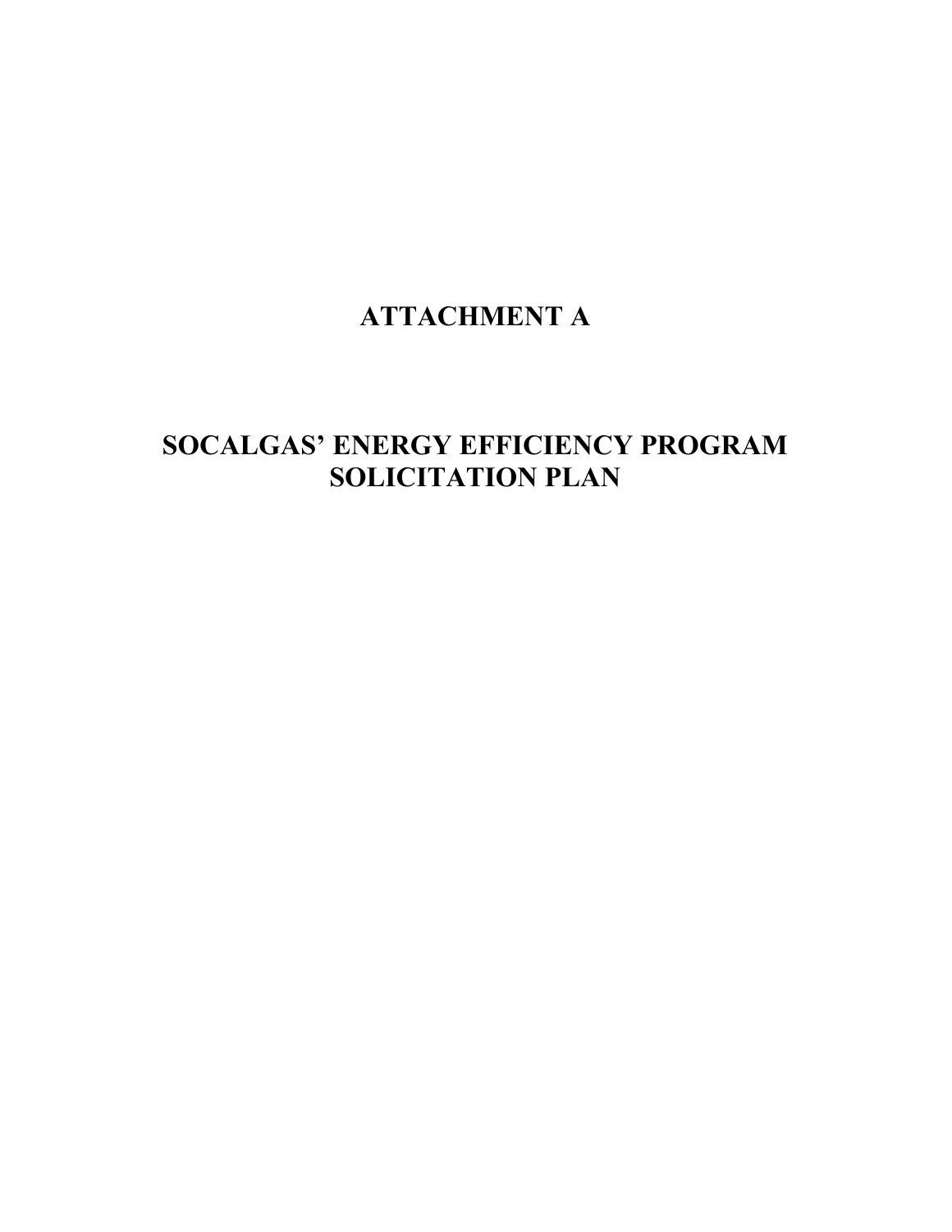# ATTACHMENT A

# SOCALGAS' ENERGY EFFICIENCY PROGRAM SOLICITATION PLAN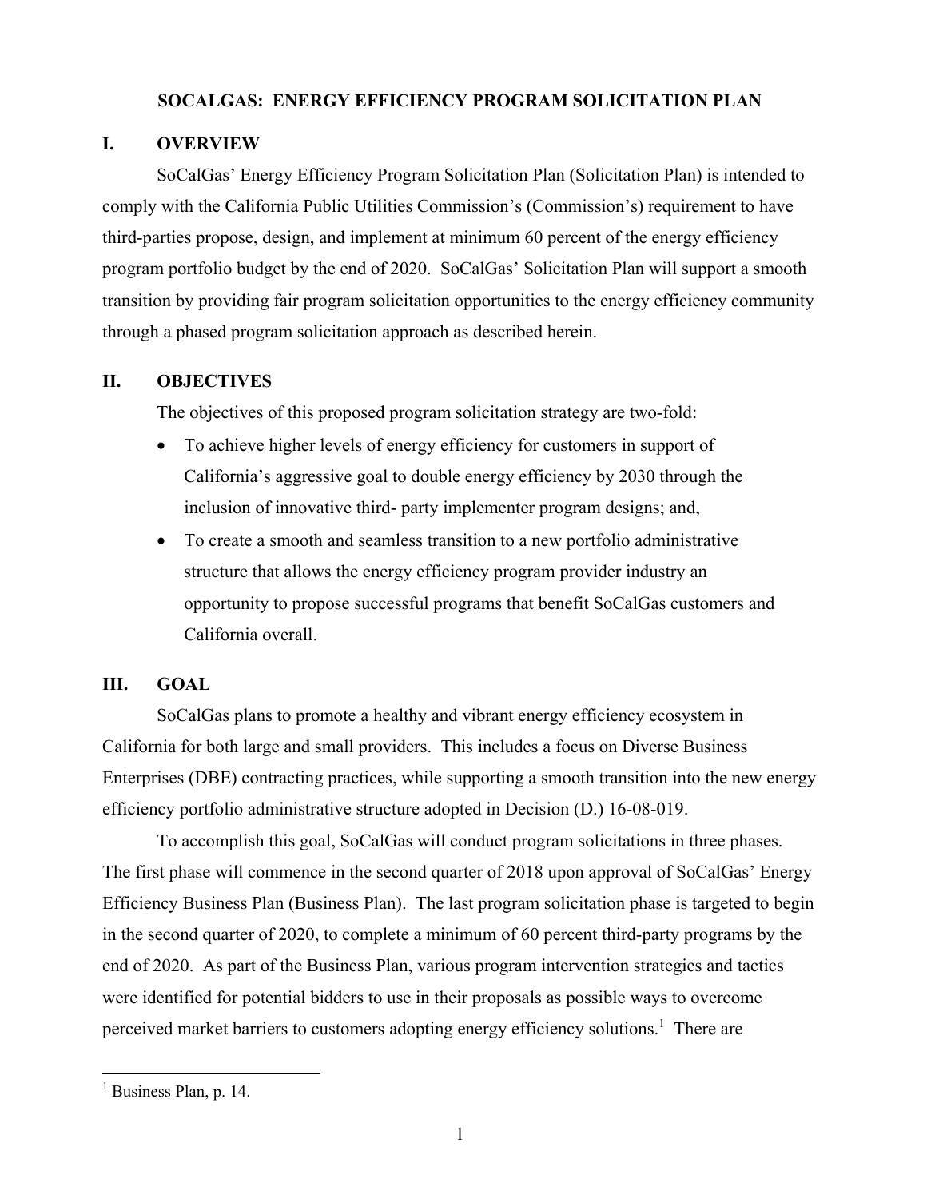# SOCALGAS: ENERGY EFFICIENCY PROGRAM SOLICITATION PLAN

## I. OVERVIEW

SoCalGas' Energy Efficiency Program Solicitation Plan (Solicitation Plan) is intended to comply with the California Public Utilities Commission's (Commission's) requirement to have third-parties propose, design, and implement at minimum 60 percent of the energy efficiency program portfolio budget by the end of 2020. SoCalGas' Solicitation Plan will support a smooth transition by providing fair program solicitation opportunities to the energy efficiency community through a phased program solicitation approach as described herein.

## II. OBJECTIVES

The objectives of this proposed program solicitation strategy are two-fold:

- To achieve higher levels of energy efficiency for customers in support of California's aggressive goal to double energy efficiency by 2030 through the inclusion of innovative third- party implementer program designs; and,
- To create a smooth and seamless transition to a new portfolio administrative structure that allows the energy efficiency program provider industry an opportunity to propose successful programs that benefit SoCalGas customers and California overall.

## III. GOAL

SoCalGas plans to promote a healthy and vibrant energy efficiency ecosystem in California for both large and small providers. This includes a focus on Diverse Business Enterprises (DBE) contracting practices, while supporting a smooth transition into the new energy efficiency portfolio administrative structure adopted in Decision (D.) 16-08-019.

To accomplish this goal, SoCalGas will conduct program solicitations in three phases. The first phase will commence in the second quarter of 2018 upon approval of SoCalGas' Energy Efficiency Business Plan (Business Plan). The last program solicitation phase is targeted to begin in the second quarter of 2020, to complete a minimum of 60 percent third-party programs by the end of 2020. As part of the Business Plan, various program intervention strategies and tactics were identified for potential bidders to use in their proposals as possible ways to overcome perceived market barriers to customers adopting energy efficiency solutions.[1] There are

[1] Business Plan, p. 14.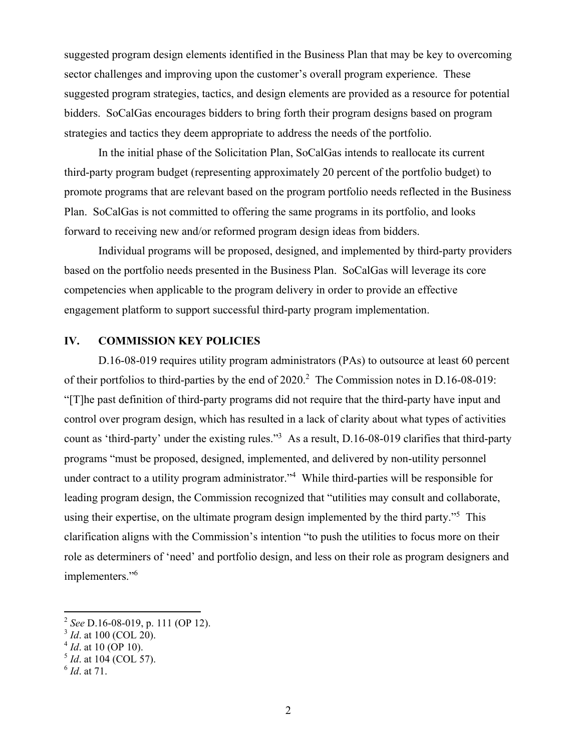suggested program design elements identified in the Business Plan that may be key to overcoming sector challenges and improving upon the customer's overall program experience. These suggested program strategies, tactics, and design elements are provided as a resource for potential bidders. SoCalGas encourages bidders to bring forth their program designs based on program strategies and tactics they deem appropriate to address the needs of the portfolio.

In the initial phase of the Solicitation Plan, SoCalGas intends to reallocate its current third-party program budget (representing approximately 20 percent of the portfolio budget) to promote programs that are relevant based on the program portfolio needs reflected in the Business Plan. SoCalGas is not committed to offering the same programs in its portfolio, and looks forward to receiving new and/or reformed program design ideas from bidders.

Individual programs will be proposed, designed, and implemented by third-party providers based on the portfolio needs presented in the Business Plan. SoCalGas will leverage its core competencies when applicable to the program delivery in order to provide an effective engagement platform to support successful third-party program implementation.

## IV. COMMISSION KEY POLICIES

D.16-08-019 requires utility program administrators (PAs) to outsource at least 60 percent of their portfolios to third-parties by the end of 2020.[2] The Commission notes in D.16-08-019: "[T]he past definition of third-party programs did not require that the third-party have input and control over program design, which has resulted in a lack of clarity about what types of activities count as 'third-party' under the existing rules."[3] As a result, D.16-08-019 clarifies that third-party programs "must be proposed, designed, implemented, and delivered by non-utility personnel under contract to a utility program administrator."[4] While third-parties will be responsible for leading program design, the Commission recognized that "utilities may consult and collaborate, using their expertise, on the ultimate program design implemented by the third party."[5] This clarification aligns with the Commission's intention "to push the utilities to focus more on their role as determiners of 'need' and portfolio design, and less on their role as program designers and implementers."[6]

---

[2] *See* D.16-08-019, p. 111 (OP 12).
[3] *Id*. at 100 (COL 20).
[4] *Id*. at 10 (OP 10).
[5] *Id*. at 104 (COL 57).
[6] *Id*. at 71.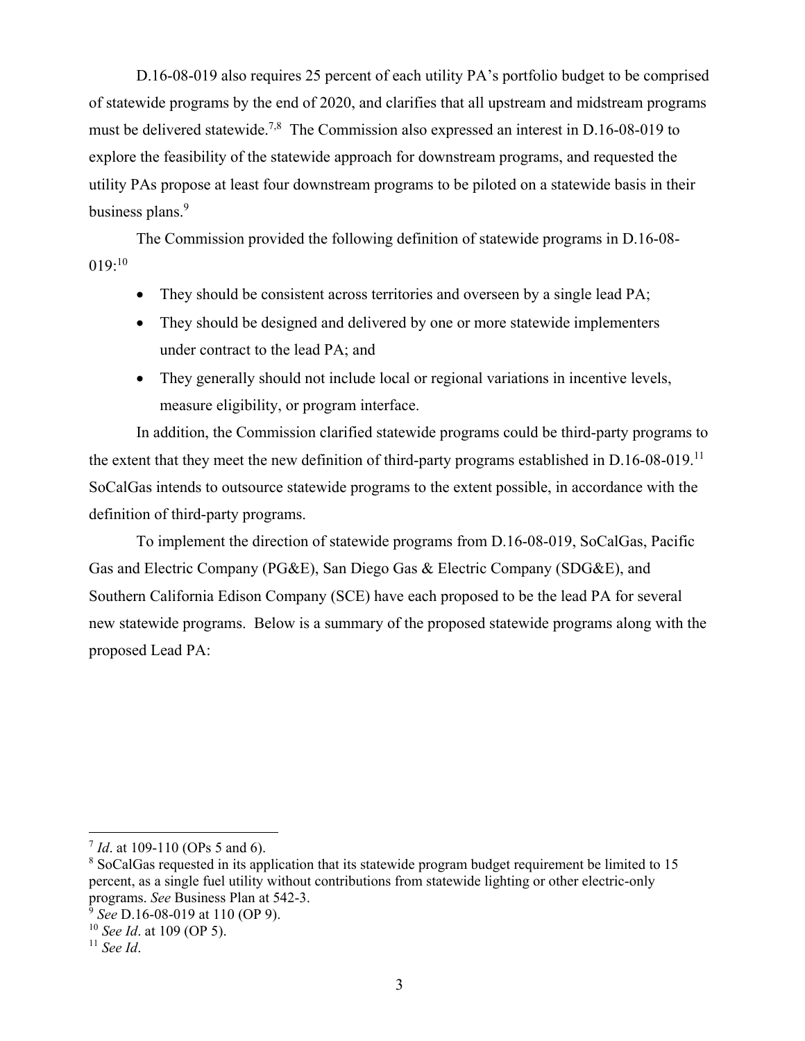D.16-08-019 also requires 25 percent of each utility PA's portfolio budget to be comprised of statewide programs by the end of 2020, and clarifies that all upstream and midstream programs must be delivered statewide.[7,8] The Commission also expressed an interest in D.16-08-019 to explore the feasibility of the statewide approach for downstream programs, and requested the utility PAs propose at least four downstream programs to be piloted on a statewide basis in their business plans.[9]

The Commission provided the following definition of statewide programs in D.16-08-019:[10]

- They should be consistent across territories and overseen by a single lead PA;
- They should be designed and delivered by one or more statewide implementers under contract to the lead PA; and
- They generally should not include local or regional variations in incentive levels, measure eligibility, or program interface.

In addition, the Commission clarified statewide programs could be third-party programs to the extent that they meet the new definition of third-party programs established in D.16-08-019.[11] SoCalGas intends to outsource statewide programs to the extent possible, in accordance with the definition of third-party programs.

To implement the direction of statewide programs from D.16-08-019, SoCalGas, Pacific Gas and Electric Company (PG&E), San Diego Gas & Electric Company (SDG&E), and Southern California Edison Company (SCE) have each proposed to be the lead PA for several new statewide programs. Below is a summary of the proposed statewide programs along with the proposed Lead PA:

---

[7] *Id*. at 109-110 (OPs 5 and 6).

[8] SoCalGas requested in its application that its statewide program budget requirement be limited to 15 percent, as a single fuel utility without contributions from statewide lighting or other electric-only programs. *See* Business Plan at 542-3.

[9] *See* D.16-08-019 at 110 (OP 9).

[10] *See Id*. at 109 (OP 5).

[11] *See Id*.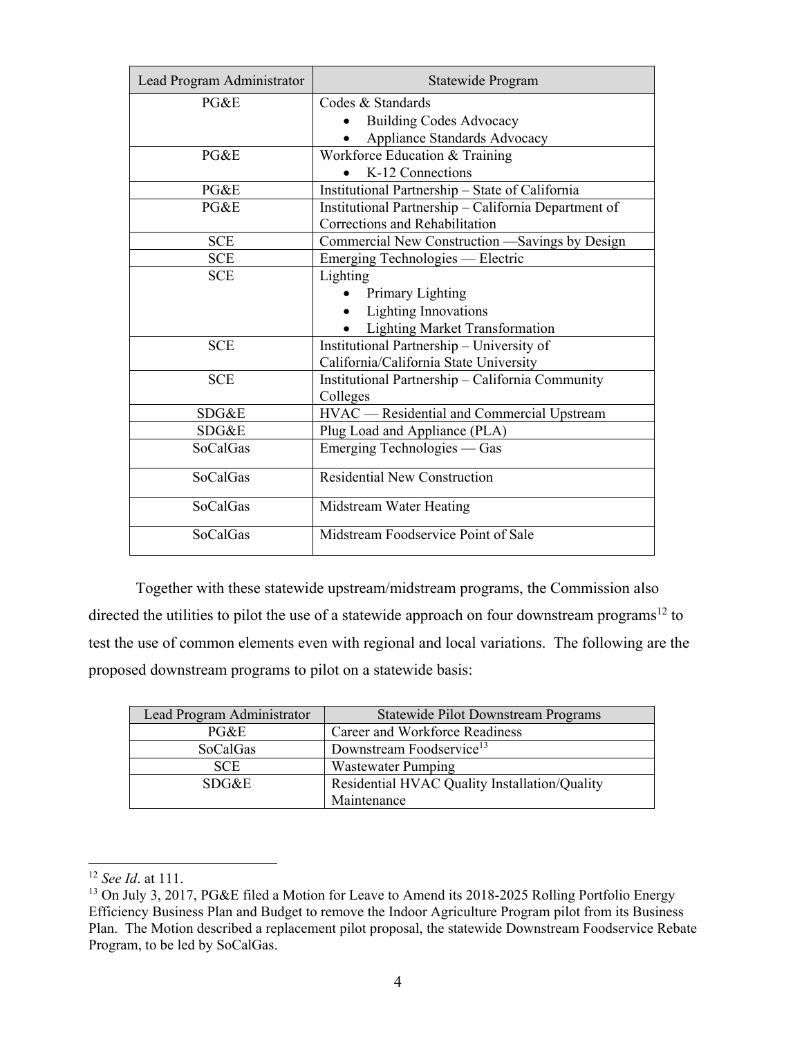| Lead Program Administrator | Statewide Program |
|---|---|
| PG&E | Codes & Standards<br>• Building Codes Advocacy<br>• Appliance Standards Advocacy |
| PG&E | Workforce Education & Training<br>• K-12 Connections |
| PG&E | Institutional Partnership – State of California |
| PG&E | Institutional Partnership – California Department of Corrections and Rehabilitation |
| SCE | Commercial New Construction —Savings by Design |
| SCE | Emerging Technologies — Electric |
| SCE | Lighting<br>• Primary Lighting<br>• Lighting Innovations<br>• Lighting Market Transformation |
| SCE | Institutional Partnership – University of California/California State University |
| SCE | Institutional Partnership – California Community Colleges |
| SDG&E | HVAC — Residential and Commercial Upstream |
| SDG&E | Plug Load and Appliance (PLA) |
| SoCalGas | Emerging Technologies — Gas |
| SoCalGas | Residential New Construction |
| SoCalGas | Midstream Water Heating |
| SoCalGas | Midstream Foodservice Point of Sale |

Together with these statewide upstream/midstream programs, the Commission also directed the utilities to pilot the use of a statewide approach on four downstream programs[12] to test the use of common elements even with regional and local variations. The following are the proposed downstream programs to pilot on a statewide basis:

| Lead Program Administrator | Statewide Pilot Downstream Programs |
|---|---|
| PG&E | Career and Workforce Readiness |
| SoCalGas | Downstream Foodservice[13] |
| SCE | Wastewater Pumping |
| SDG&E | Residential HVAC Quality Installation/Quality Maintenance |

[12] *See Id*. at 111.

[13] On July 3, 2017, PG&E filed a Motion for Leave to Amend its 2018-2025 Rolling Portfolio Energy Efficiency Business Plan and Budget to remove the Indoor Agriculture Program pilot from its Business Plan. The Motion described a replacement pilot proposal, the statewide Downstream Foodservice Rebate Program, to be led by SoCalGas.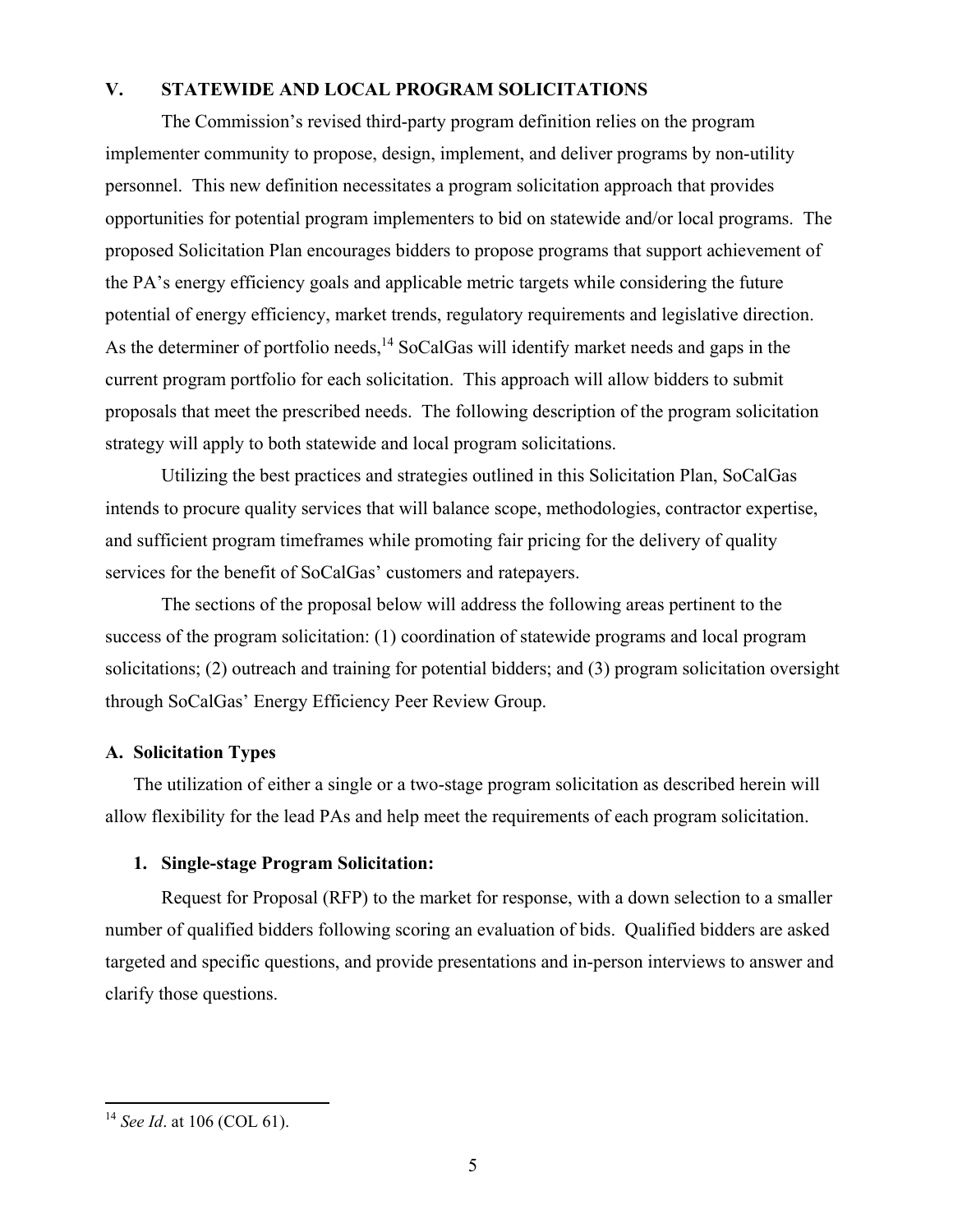## V. STATEWIDE AND LOCAL PROGRAM SOLICITATIONS

The Commission's revised third-party program definition relies on the program implementer community to propose, design, implement, and deliver programs by non-utility personnel. This new definition necessitates a program solicitation approach that provides opportunities for potential program implementers to bid on statewide and/or local programs. The proposed Solicitation Plan encourages bidders to propose programs that support achievement of the PA's energy efficiency goals and applicable metric targets while considering the future potential of energy efficiency, market trends, regulatory requirements and legislative direction. As the determiner of portfolio needs,[14] SoCalGas will identify market needs and gaps in the current program portfolio for each solicitation. This approach will allow bidders to submit proposals that meet the prescribed needs. The following description of the program solicitation strategy will apply to both statewide and local program solicitations.

Utilizing the best practices and strategies outlined in this Solicitation Plan, SoCalGas intends to procure quality services that will balance scope, methodologies, contractor expertise, and sufficient program timeframes while promoting fair pricing for the delivery of quality services for the benefit of SoCalGas' customers and ratepayers.

The sections of the proposal below will address the following areas pertinent to the success of the program solicitation: (1) coordination of statewide programs and local program solicitations; (2) outreach and training for potential bidders; and (3) program solicitation oversight through SoCalGas' Energy Efficiency Peer Review Group.

### A. Solicitation Types

The utilization of either a single or a two-stage program solicitation as described herein will allow flexibility for the lead PAs and help meet the requirements of each program solicitation.

#### 1. Single-stage Program Solicitation:

Request for Proposal (RFP) to the market for response, with a down selection to a smaller number of qualified bidders following scoring an evaluation of bids. Qualified bidders are asked targeted and specific questions, and provide presentations and in-person interviews to answer and clarify those questions.

---

[14] *See Id*. at 106 (COL 61).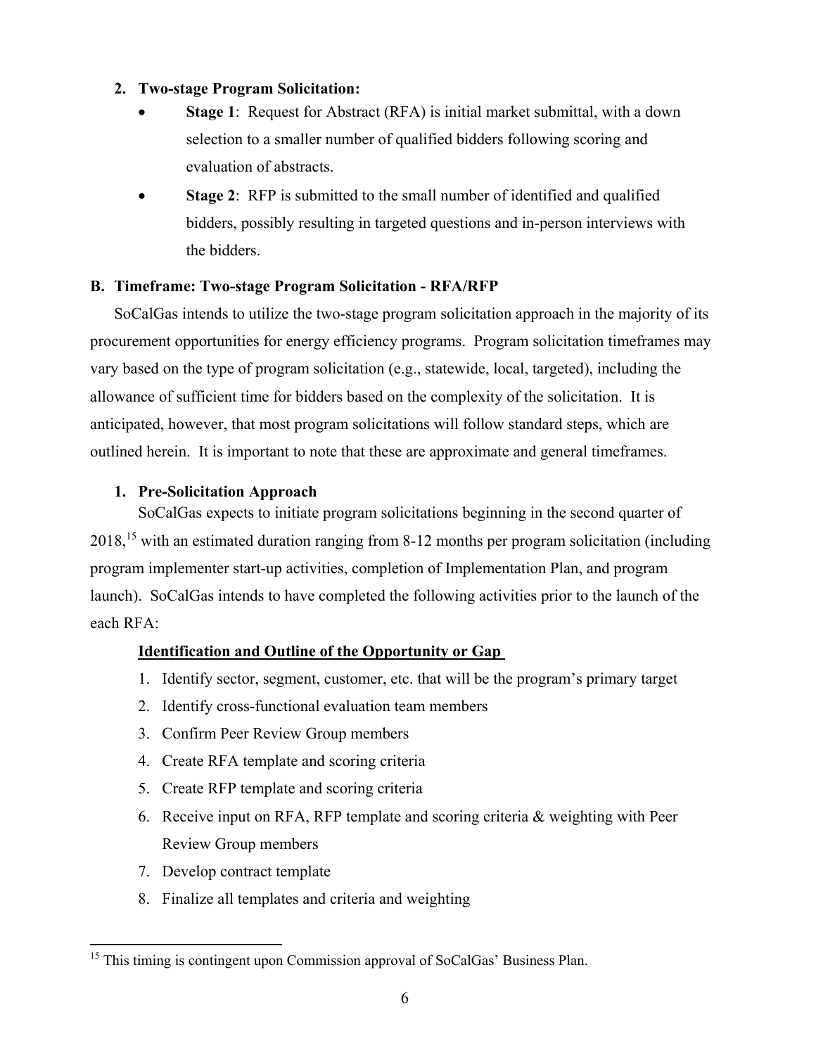2. **Two-stage Program Solicitation:**
   - **Stage 1**: Request for Abstract (RFA) is initial market submittal, with a down selection to a smaller number of qualified bidders following scoring and evaluation of abstracts.
   - **Stage 2**: RFP is submitted to the small number of identified and qualified bidders, possibly resulting in targeted questions and in-person interviews with the bidders.

## B. Timeframe: Two-stage Program Solicitation - RFA/RFP

SoCalGas intends to utilize the two-stage program solicitation approach in the majority of its procurement opportunities for energy efficiency programs. Program solicitation timeframes may vary based on the type of program solicitation (e.g., statewide, local, targeted), including the allowance of sufficient time for bidders based on the complexity of the solicitation. It is anticipated, however, that most program solicitations will follow standard steps, which are outlined herein. It is important to note that these are approximate and general timeframes.

### 1. Pre-Solicitation Approach

SoCalGas expects to initiate program solicitations beginning in the second quarter of 2018,[15] with an estimated duration ranging from 8-12 months per program solicitation (including program implementer start-up activities, completion of Implementation Plan, and program launch). SoCalGas intends to have completed the following activities prior to the launch of the each RFA:

<u>**Identification and Outline of the Opportunity or Gap**</u>

1. Identify sector, segment, customer, etc. that will be the program's primary target
2. Identify cross-functional evaluation team members
3. Confirm Peer Review Group members
4. Create RFA template and scoring criteria
5. Create RFP template and scoring criteria
6. Receive input on RFA, RFP template and scoring criteria & weighting with Peer Review Group members
7. Develop contract template
8. Finalize all templates and criteria and weighting

---

[15] This timing is contingent upon Commission approval of SoCalGas' Business Plan.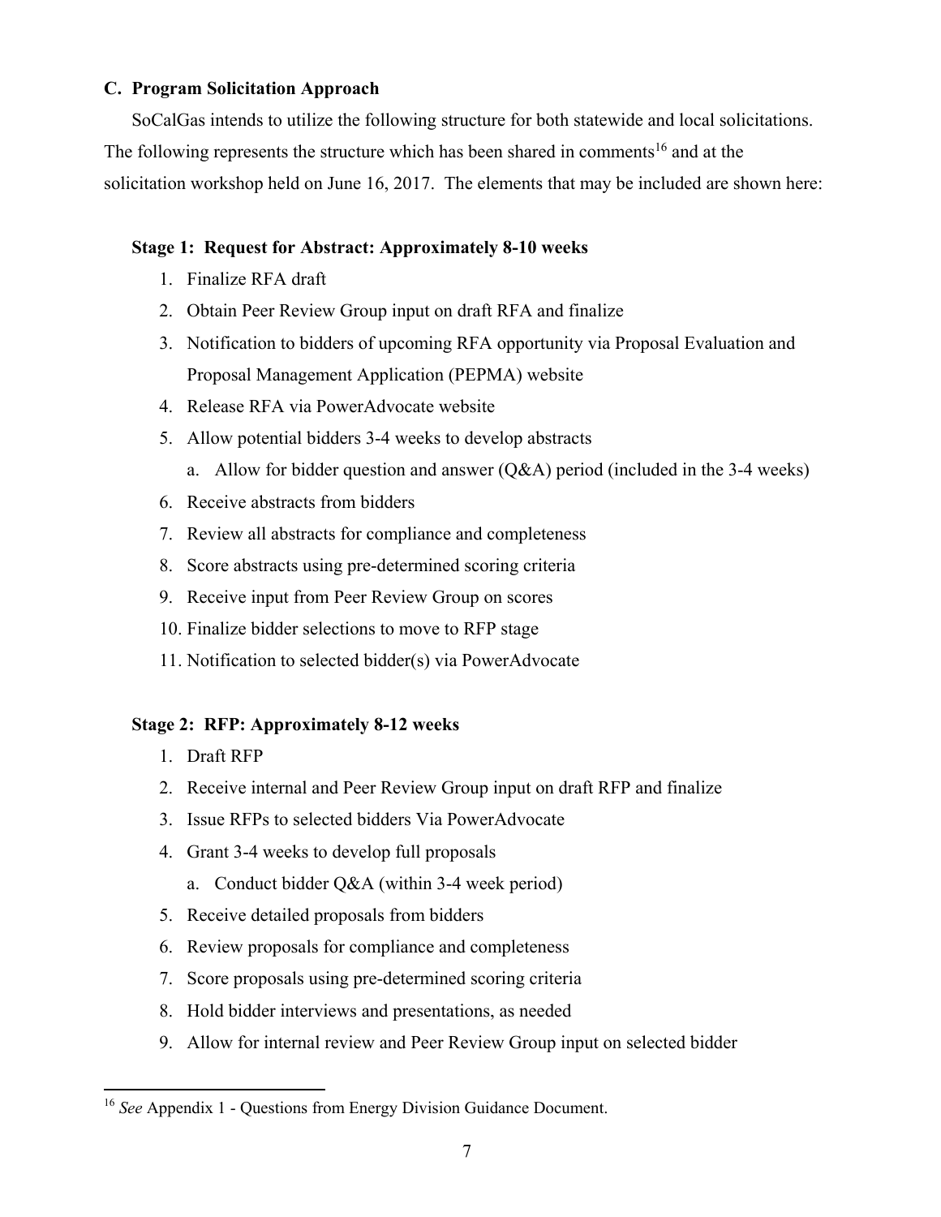### C. Program Solicitation Approach

SoCalGas intends to utilize the following structure for both statewide and local solicitations. The following represents the structure which has been shared in comments[16] and at the solicitation workshop held on June 16, 2017. The elements that may be included are shown here:

**Stage 1: Request for Abstract: Approximately 8-10 weeks**

1. Finalize RFA draft
2. Obtain Peer Review Group input on draft RFA and finalize
3. Notification to bidders of upcoming RFA opportunity via Proposal Evaluation and Proposal Management Application (PEPMA) website
4. Release RFA via PowerAdvocate website
5. Allow potential bidders 3-4 weeks to develop abstracts
   a. Allow for bidder question and answer (Q&A) period (included in the 3-4 weeks)
6. Receive abstracts from bidders
7. Review all abstracts for compliance and completeness
8. Score abstracts using pre-determined scoring criteria
9. Receive input from Peer Review Group on scores
10. Finalize bidder selections to move to RFP stage
11. Notification to selected bidder(s) via PowerAdvocate

**Stage 2: RFP: Approximately 8-12 weeks**

1. Draft RFP
2. Receive internal and Peer Review Group input on draft RFP and finalize
3. Issue RFPs to selected bidders Via PowerAdvocate
4. Grant 3-4 weeks to develop full proposals
   a. Conduct bidder Q&A (within 3-4 week period)
5. Receive detailed proposals from bidders
6. Review proposals for compliance and completeness
7. Score proposals using pre-determined scoring criteria
8. Hold bidder interviews and presentations, as needed
9. Allow for internal review and Peer Review Group input on selected bidder

[16] *See* Appendix 1 - Questions from Energy Division Guidance Document.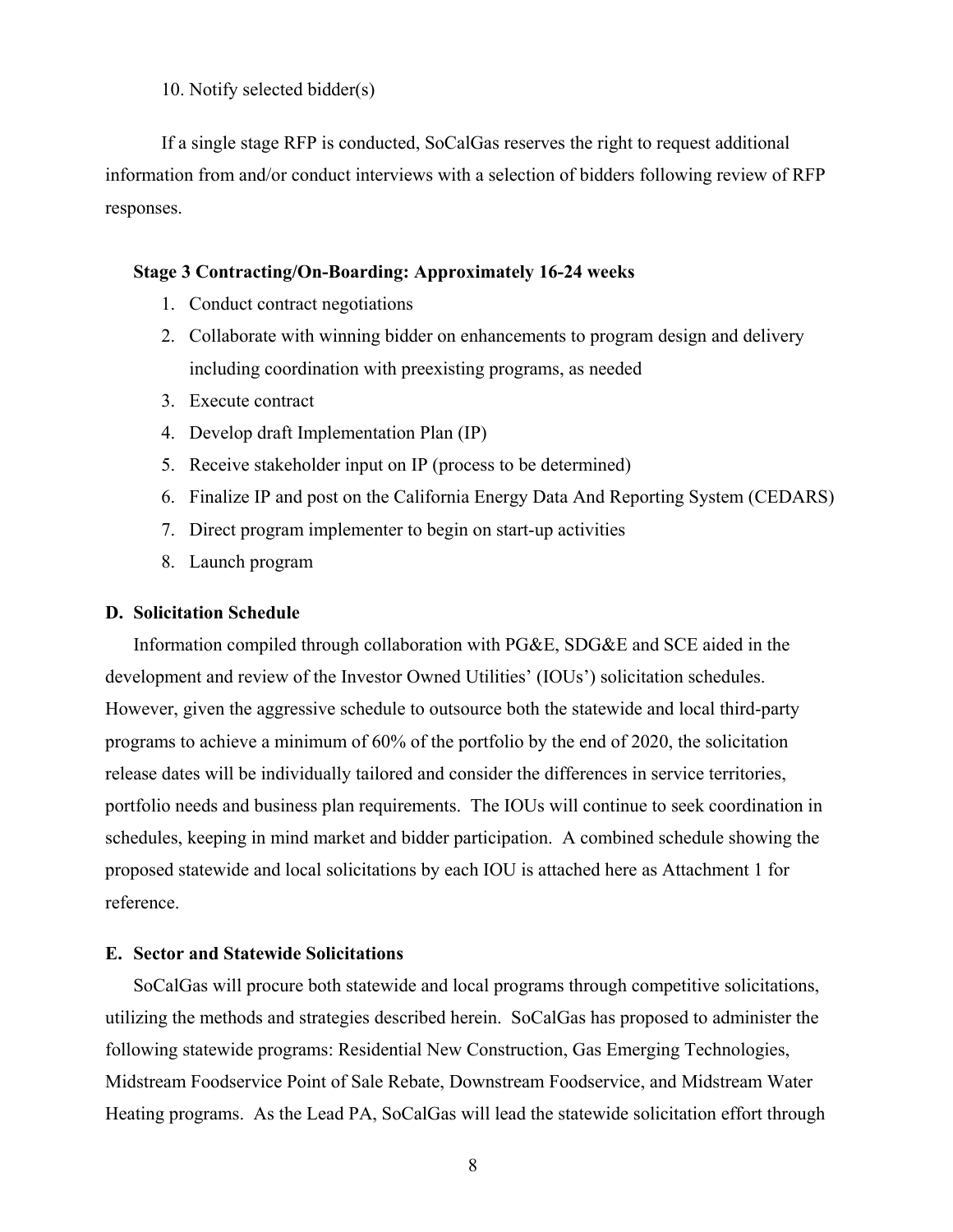10. Notify selected bidder(s)

If a single stage RFP is conducted, SoCalGas reserves the right to request additional information from and/or conduct interviews with a selection of bidders following review of RFP responses.

**Stage 3 Contracting/On-Boarding: Approximately 16-24 weeks**

1. Conduct contract negotiations
2. Collaborate with winning bidder on enhancements to program design and delivery including coordination with preexisting programs, as needed
3. Execute contract
4. Develop draft Implementation Plan (IP)
5. Receive stakeholder input on IP (process to be determined)
6. Finalize IP and post on the California Energy Data And Reporting System (CEDARS)
7. Direct program implementer to begin on start-up activities
8. Launch program

### D. Solicitation Schedule

Information compiled through collaboration with PG&E, SDG&E and SCE aided in the development and review of the Investor Owned Utilities' (IOUs') solicitation schedules. However, given the aggressive schedule to outsource both the statewide and local third-party programs to achieve a minimum of 60% of the portfolio by the end of 2020, the solicitation release dates will be individually tailored and consider the differences in service territories, portfolio needs and business plan requirements. The IOUs will continue to seek coordination in schedules, keeping in mind market and bidder participation. A combined schedule showing the proposed statewide and local solicitations by each IOU is attached here as Attachment 1 for reference.

### E. Sector and Statewide Solicitations

SoCalGas will procure both statewide and local programs through competitive solicitations, utilizing the methods and strategies described herein. SoCalGas has proposed to administer the following statewide programs: Residential New Construction, Gas Emerging Technologies, Midstream Foodservice Point of Sale Rebate, Downstream Foodservice, and Midstream Water Heating programs. As the Lead PA, SoCalGas will lead the statewide solicitation effort through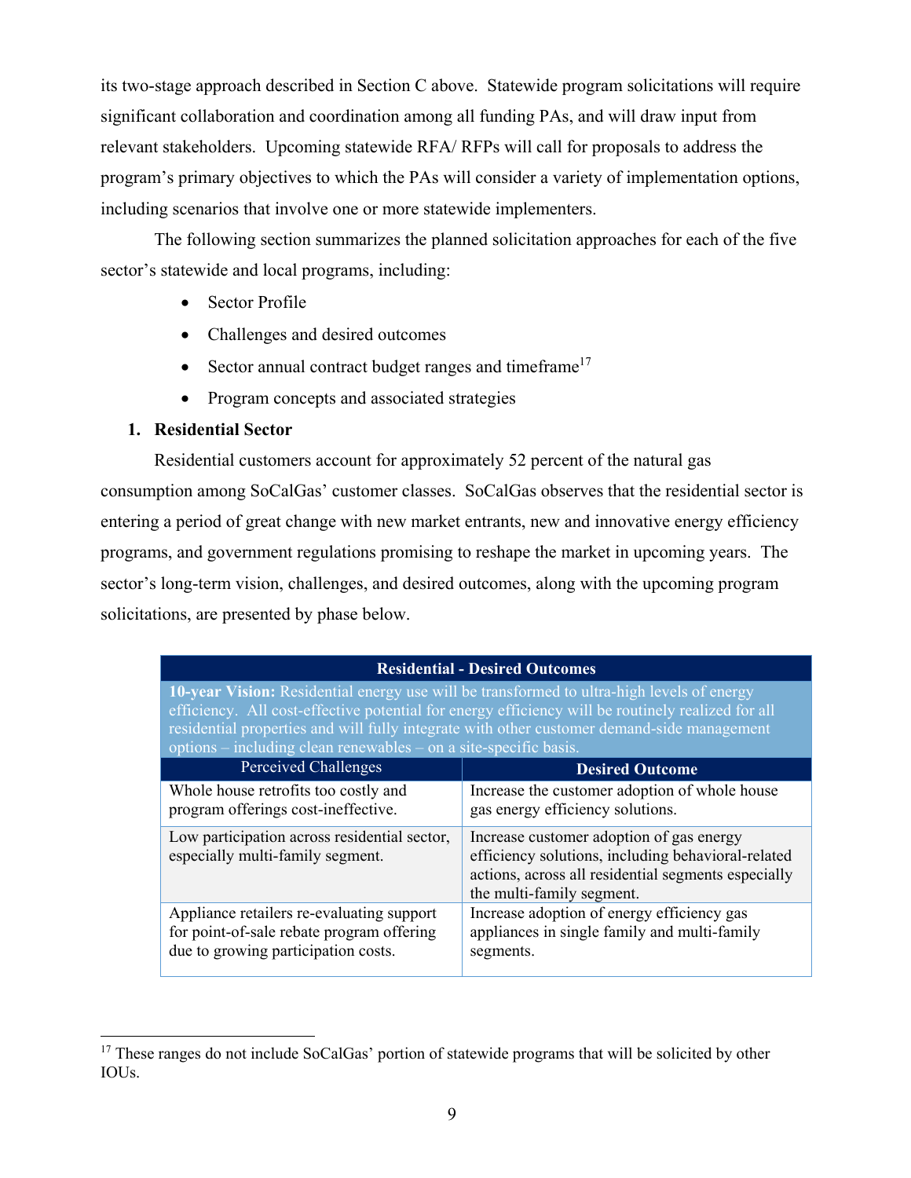its two-stage approach described in Section C above. Statewide program solicitations will require significant collaboration and coordination among all funding PAs, and will draw input from relevant stakeholders. Upcoming statewide RFA/ RFPs will call for proposals to address the program's primary objectives to which the PAs will consider a variety of implementation options, including scenarios that involve one or more statewide implementers.

The following section summarizes the planned solicitation approaches for each of the five sector's statewide and local programs, including:

- Sector Profile
- Challenges and desired outcomes
- Sector annual contract budget ranges and timeframe[17]
- Program concepts and associated strategies

**1. Residential Sector**

Residential customers account for approximately 52 percent of the natural gas consumption among SoCalGas' customer classes. SoCalGas observes that the residential sector is entering a period of great change with new market entrants, new and innovative energy efficiency programs, and government regulations promising to reshape the market in upcoming years. The sector's long-term vision, challenges, and desired outcomes, along with the upcoming program solicitations, are presented by phase below.

| **Residential - Desired Outcomes** | |
|---|---|
| **10-year Vision:** Residential energy use will be transformed to ultra-high levels of energy efficiency. All cost-effective potential for energy efficiency will be routinely realized for all residential properties and will fully integrate with other customer demand-side management options – including clean renewables – on a site-specific basis. | |
| Perceived Challenges | **Desired Outcome** |
| Whole house retrofits too costly and program offerings cost-ineffective. | Increase the customer adoption of whole house gas energy efficiency solutions. |
| Low participation across residential sector, especially multi-family segment. | Increase customer adoption of gas energy efficiency solutions, including behavioral-related actions, across all residential segments especially the multi-family segment. |
| Appliance retailers re-evaluating support for point-of-sale rebate program offering due to growing participation costs. | Increase adoption of energy efficiency gas appliances in single family and multi-family segments. |

[17] These ranges do not include SoCalGas' portion of statewide programs that will be solicited by other IOUs.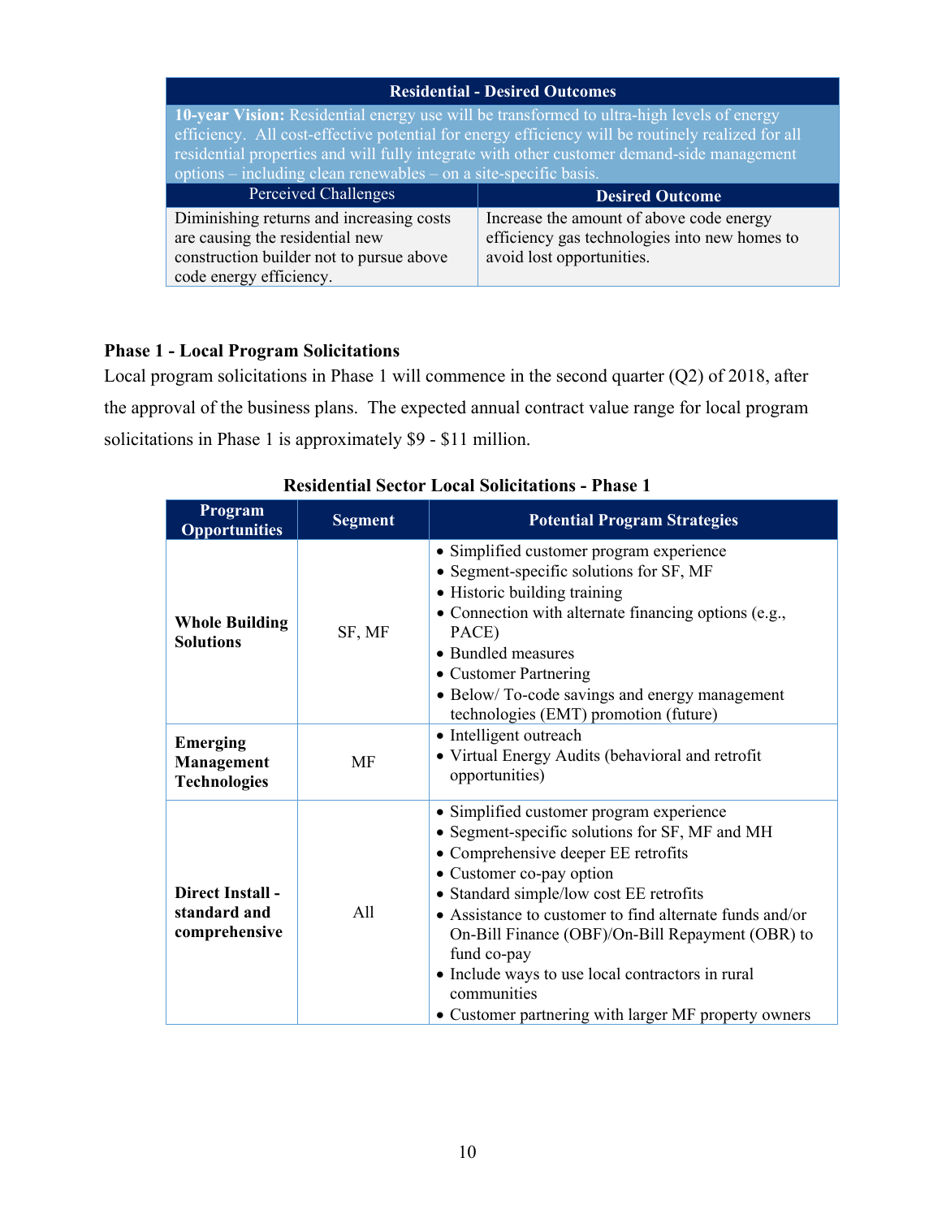| Residential - Desired Outcomes | |
|---|---|
| **10-year Vision:** Residential energy use will be transformed to ultra-high levels of energy efficiency. All cost-effective potential for energy efficiency will be routinely realized for all residential properties and will fully integrate with other customer demand-side management options – including clean renewables – on a site-specific basis. | |
| Perceived Challenges | **Desired Outcome** |
| Diminishing returns and increasing costs are causing the residential new construction builder not to pursue above code energy efficiency. | Increase the amount of above code energy efficiency gas technologies into new homes to avoid lost opportunities. |

### Phase 1 - Local Program Solicitations

Local program solicitations in Phase 1 will commence in the second quarter (Q2) of 2018, after the approval of the business plans. The expected annual contract value range for local program solicitations in Phase 1 is approximately $9 - $11 million.

**Residential Sector Local Solicitations - Phase 1**

| Program Opportunities | Segment | Potential Program Strategies |
|---|---|---|
| **Whole Building Solutions** | SF, MF | • Simplified customer program experience<br>• Segment-specific solutions for SF, MF<br>• Historic building training<br>• Connection with alternate financing options (e.g., PACE)<br>• Bundled measures<br>• Customer Partnering<br>• Below/ To-code savings and energy management technologies (EMT) promotion (future) |
| **Emerging Management Technologies** | MF | • Intelligent outreach<br>• Virtual Energy Audits (behavioral and retrofit opportunities) |
| **Direct Install - standard and comprehensive** | All | • Simplified customer program experience<br>• Segment-specific solutions for SF, MF and MH<br>• Comprehensive deeper EE retrofits<br>• Customer co-pay option<br>• Standard simple/low cost EE retrofits<br>• Assistance to customer to find alternate funds and/or On-Bill Finance (OBF)/On-Bill Repayment (OBR) to fund co-pay<br>• Include ways to use local contractors in rural communities<br>• Customer partnering with larger MF property owners |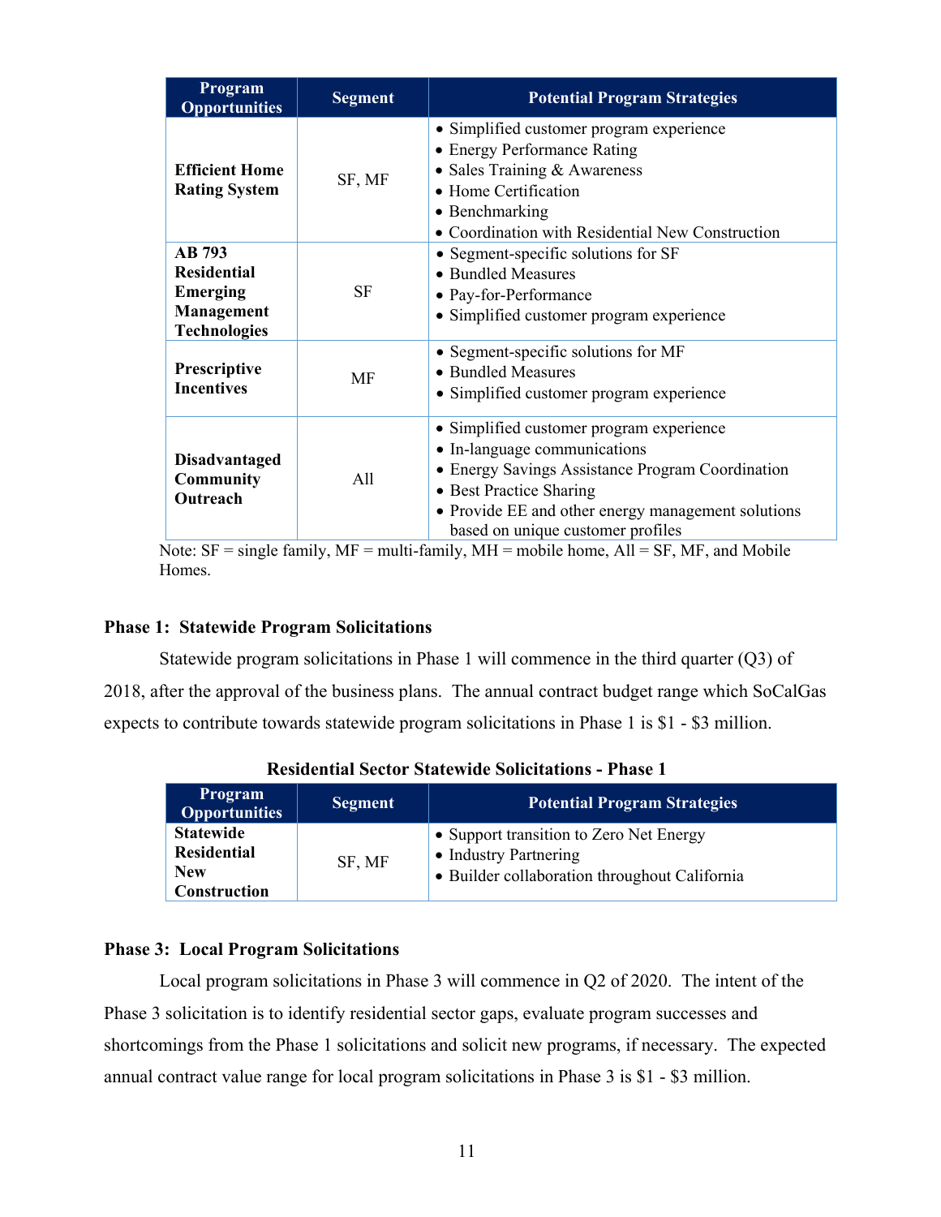| Program Opportunities | Segment | Potential Program Strategies |
|---|---|---|
| **Efficient Home Rating System** | SF, MF | • Simplified customer program experience<br>• Energy Performance Rating<br>• Sales Training & Awareness<br>• Home Certification<br>• Benchmarking<br>• Coordination with Residential New Construction |
| **AB 793 Residential Emerging Management Technologies** | SF | • Segment-specific solutions for SF<br>• Bundled Measures<br>• Pay-for-Performance<br>• Simplified customer program experience |
| **Prescriptive Incentives** | MF | • Segment-specific solutions for MF<br>• Bundled Measures<br>• Simplified customer program experience |
| **Disadvantaged Community Outreach** | All | • Simplified customer program experience<br>• In-language communications<br>• Energy Savings Assistance Program Coordination<br>• Best Practice Sharing<br>• Provide EE and other energy management solutions based on unique customer profiles |

Note: SF = single family, MF = multi-family, MH = mobile home, All = SF, MF, and Mobile Homes.

**Phase 1: Statewide Program Solicitations**

Statewide program solicitations in Phase 1 will commence in the third quarter (Q3) of 2018, after the approval of the business plans. The annual contract budget range which SoCalGas expects to contribute towards statewide program solicitations in Phase 1 is $1 - $3 million.

**Residential Sector Statewide Solicitations - Phase 1**

| Program Opportunities | Segment | Potential Program Strategies |
|---|---|---|
| **Statewide Residential New Construction** | SF, MF | • Support transition to Zero Net Energy<br>• Industry Partnering<br>• Builder collaboration throughout California |

**Phase 3: Local Program Solicitations**

Local program solicitations in Phase 3 will commence in Q2 of 2020. The intent of the Phase 3 solicitation is to identify residential sector gaps, evaluate program successes and shortcomings from the Phase 1 solicitations and solicit new programs, if necessary. The expected annual contract value range for local program solicitations in Phase 3 is $1 - $3 million.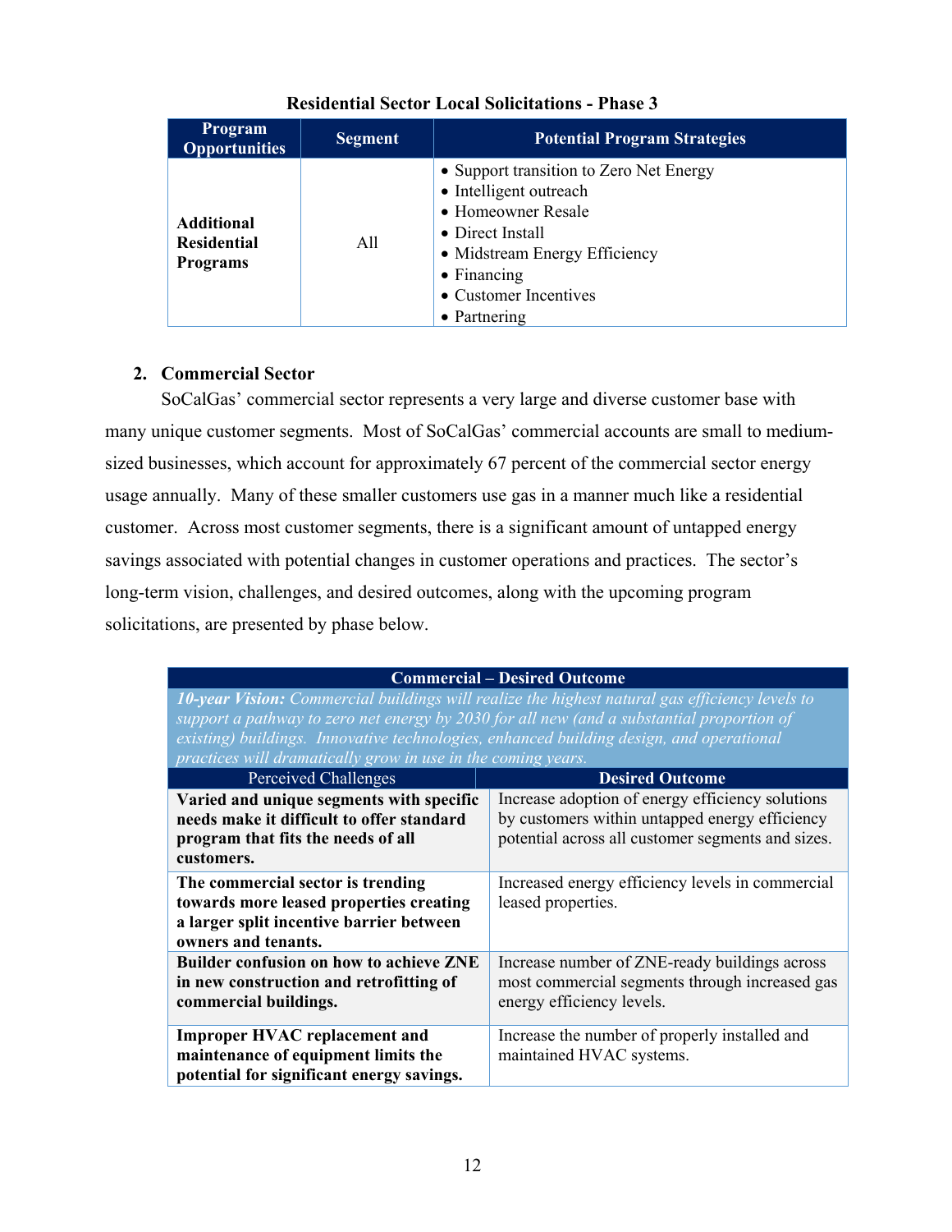**Residential Sector Local Solicitations - Phase 3**

| Program Opportunities | Segment | Potential Program Strategies |
|---|---|---|
| **Additional Residential Programs** | All | • Support transition to Zero Net Energy<br>• Intelligent outreach<br>• Homeowner Resale<br>• Direct Install<br>• Midstream Energy Efficiency<br>• Financing<br>• Customer Incentives<br>• Partnering |

## 2. Commercial Sector

SoCalGas' commercial sector represents a very large and diverse customer base with many unique customer segments. Most of SoCalGas' commercial accounts are small to medium-sized businesses, which account for approximately 67 percent of the commercial sector energy usage annually. Many of these smaller customers use gas in a manner much like a residential customer. Across most customer segments, there is a significant amount of untapped energy savings associated with potential changes in customer operations and practices. The sector's long-term vision, challenges, and desired outcomes, along with the upcoming program solicitations, are presented by phase below.

| **Commercial – Desired Outcome** | |
|---|---|
| ***10-year Vision:*** *Commercial buildings will realize the highest natural gas efficiency levels to support a pathway to zero net energy by 2030 for all new (and a substantial proportion of existing) buildings. Innovative technologies, enhanced building design, and operational practices will dramatically grow in use in the coming years.* | |
| Perceived Challenges | **Desired Outcome** |
| **Varied and unique segments with specific needs make it difficult to offer standard program that fits the needs of all customers.** | Increase adoption of energy efficiency solutions by customers within untapped energy efficiency potential across all customer segments and sizes. |
| **The commercial sector is trending towards more leased properties creating a larger split incentive barrier between owners and tenants.** | Increased energy efficiency levels in commercial leased properties. |
| **Builder confusion on how to achieve ZNE in new construction and retrofitting of commercial buildings.** | Increase number of ZNE-ready buildings across most commercial segments through increased gas energy efficiency levels. |
| **Improper HVAC replacement and maintenance of equipment limits the potential for significant energy savings.** | Increase the number of properly installed and maintained HVAC systems. |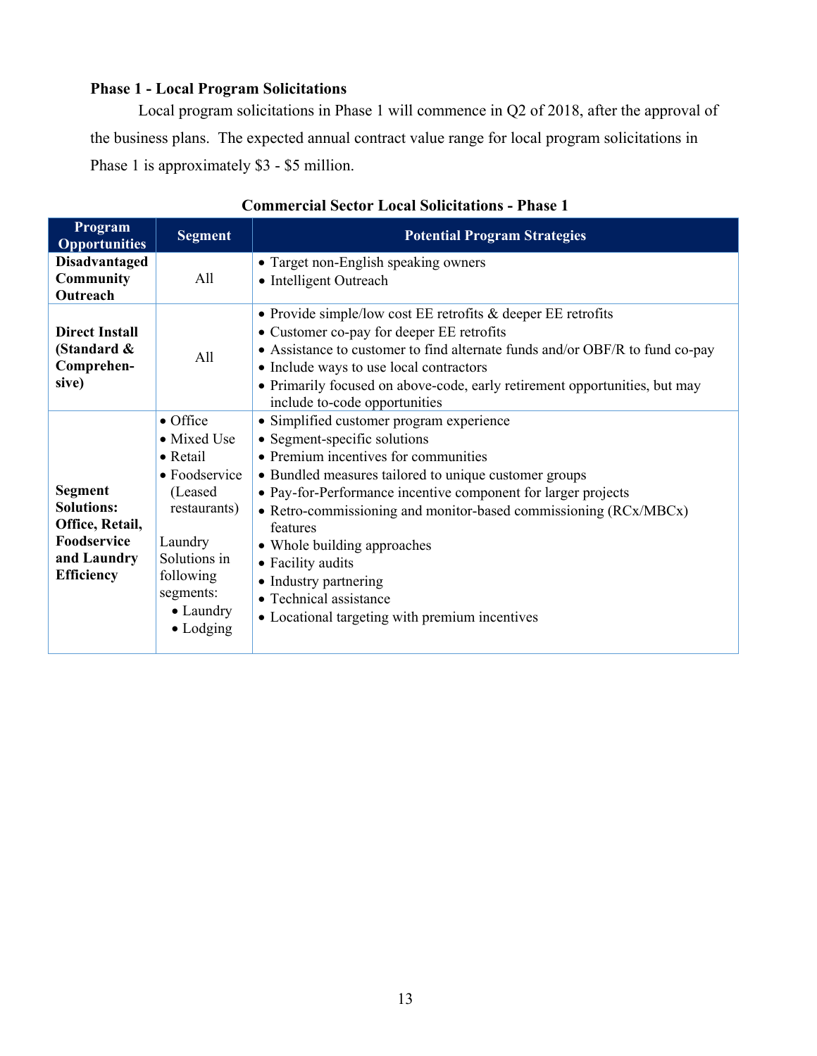### Phase 1 - Local Program Solicitations

Local program solicitations in Phase 1 will commence in Q2 of 2018, after the approval of the business plans. The expected annual contract value range for local program solicitations in Phase 1 is approximately $3 - $5 million.

**Commercial Sector Local Solicitations - Phase 1**

| Program Opportunities | Segment | Potential Program Strategies |
|---|---|---|
| **Disadvantaged Community Outreach** | All | • Target non-English speaking owners<br>• Intelligent Outreach |
| **Direct Install (Standard & Comprehensive)** | All | • Provide simple/low cost EE retrofits & deeper EE retrofits<br>• Customer co-pay for deeper EE retrofits<br>• Assistance to customer to find alternate funds and/or OBF/R to fund co-pay<br>• Include ways to use local contractors<br>• Primarily focused on above-code, early retirement opportunities, but may include to-code opportunities |
| **Segment Solutions: Office, Retail, Foodservice and Laundry Efficiency** | • Office<br>• Mixed Use<br>• Retail<br>• Foodservice (Leased restaurants)<br><br>Laundry Solutions in following segments:<br>• Laundry<br>• Lodging | • Simplified customer program experience<br>• Segment-specific solutions<br>• Premium incentives for communities<br>• Bundled measures tailored to unique customer groups<br>• Pay-for-Performance incentive component for larger projects<br>• Retro-commissioning and monitor-based commissioning (RCx/MBCx) features<br>• Whole building approaches<br>• Facility audits<br>• Industry partnering<br>• Technical assistance<br>• Locational targeting with premium incentives |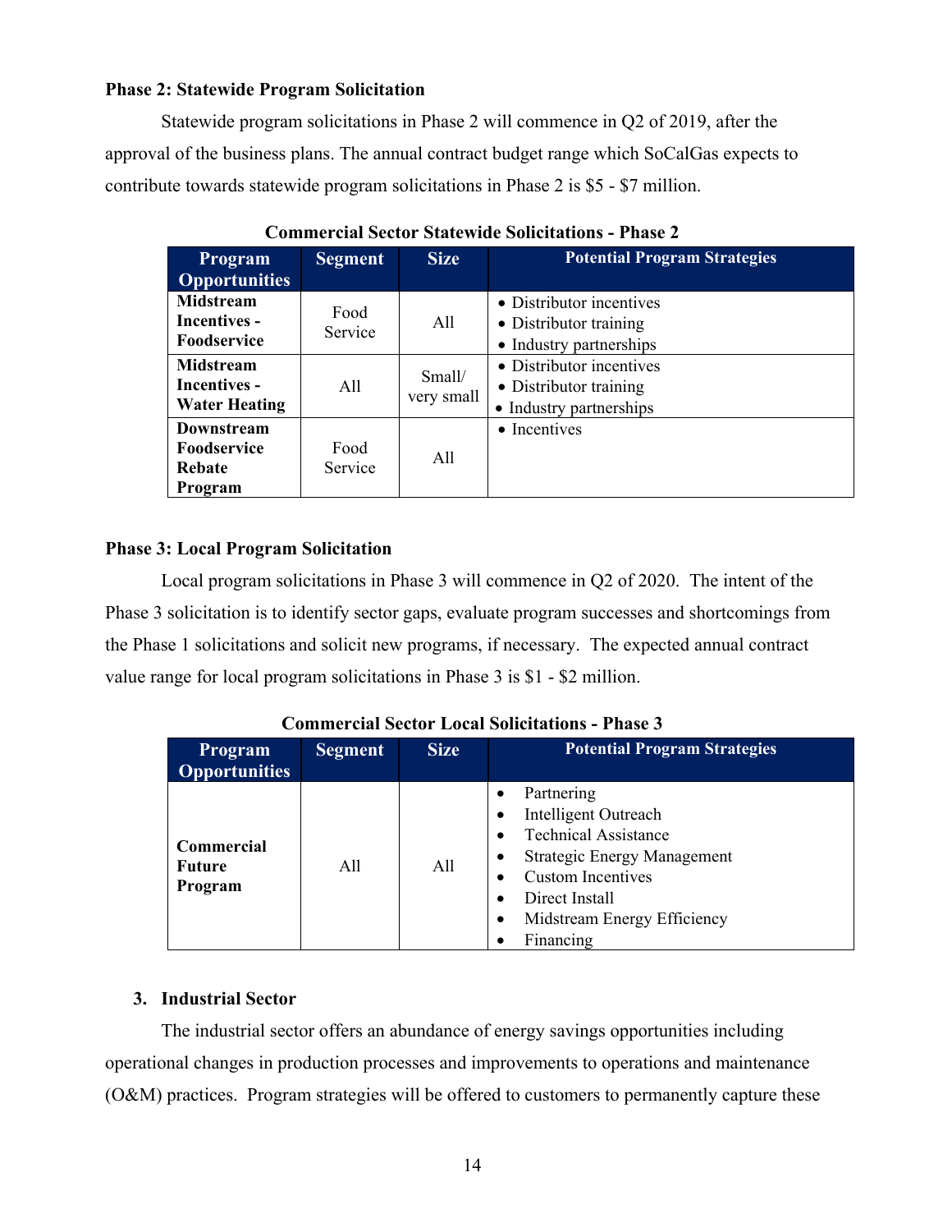**Phase 2: Statewide Program Solicitation**

Statewide program solicitations in Phase 2 will commence in Q2 of 2019, after the approval of the business plans. The annual contract budget range which SoCalGas expects to contribute towards statewide program solicitations in Phase 2 is $5 - $7 million.

**Commercial Sector Statewide Solicitations - Phase 2**

| Program Opportunities | Segment | Size | Potential Program Strategies |
|---|---|---|---|
| **Midstream Incentives - Foodservice** | Food Service | All | • Distributor incentives<br>• Distributor training<br>• Industry partnerships |
| **Midstream Incentives - Water Heating** | All | Small/ very small | • Distributor incentives<br>• Distributor training<br>• Industry partnerships |
| **Downstream Foodservice Rebate Program** | Food Service | All | • Incentives |

**Phase 3: Local Program Solicitation**

Local program solicitations in Phase 3 will commence in Q2 of 2020. The intent of the Phase 3 solicitation is to identify sector gaps, evaluate program successes and shortcomings from the Phase 1 solicitations and solicit new programs, if necessary. The expected annual contract value range for local program solicitations in Phase 3 is $1 - $2 million.

**Commercial Sector Local Solicitations - Phase 3**

| Program Opportunities | Segment | Size | Potential Program Strategies |
|---|---|---|---|
| **Commercial Future Program** | All | All | • Partnering<br>• Intelligent Outreach<br>• Technical Assistance<br>• Strategic Energy Management<br>• Custom Incentives<br>• Direct Install<br>• Midstream Energy Efficiency<br>• Financing |

3. **Industrial Sector**

The industrial sector offers an abundance of energy savings opportunities including operational changes in production processes and improvements to operations and maintenance (O&M) practices. Program strategies will be offered to customers to permanently capture these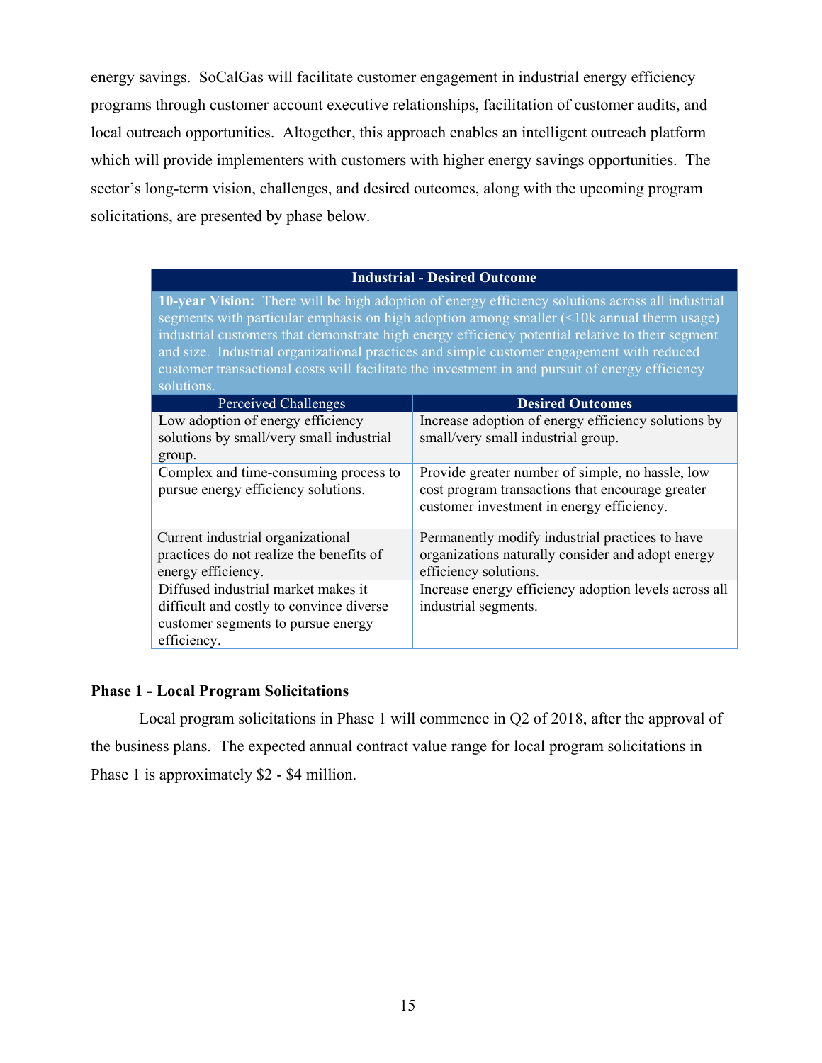energy savings. SoCalGas will facilitate customer engagement in industrial energy efficiency programs through customer account executive relationships, facilitation of customer audits, and local outreach opportunities. Altogether, this approach enables an intelligent outreach platform which will provide implementers with customers with higher energy savings opportunities. The sector's long-term vision, challenges, and desired outcomes, along with the upcoming program solicitations, are presented by phase below.

| **Industrial - Desired Outcome** | |
|---|---|
| **10-year Vision:** There will be high adoption of energy efficiency solutions across all industrial segments with particular emphasis on high adoption among smaller (<10k annual therm usage) industrial customers that demonstrate high energy efficiency potential relative to their segment and size. Industrial organizational practices and simple customer engagement with reduced customer transactional costs will facilitate the investment in and pursuit of energy efficiency solutions. | |
| Perceived Challenges | **Desired Outcomes** |
| Low adoption of energy efficiency solutions by small/very small industrial group. | Increase adoption of energy efficiency solutions by small/very small industrial group. |
| Complex and time-consuming process to pursue energy efficiency solutions. | Provide greater number of simple, no hassle, low cost program transactions that encourage greater customer investment in energy efficiency. |
| Current industrial organizational practices do not realize the benefits of energy efficiency. | Permanently modify industrial practices to have organizations naturally consider and adopt energy efficiency solutions. |
| Diffused industrial market makes it difficult and costly to convince diverse customer segments to pursue energy efficiency. | Increase energy efficiency adoption levels across all industrial segments. |

**Phase 1 - Local Program Solicitations**

Local program solicitations in Phase 1 will commence in Q2 of 2018, after the approval of the business plans. The expected annual contract value range for local program solicitations in Phase 1 is approximately $2 - $4 million.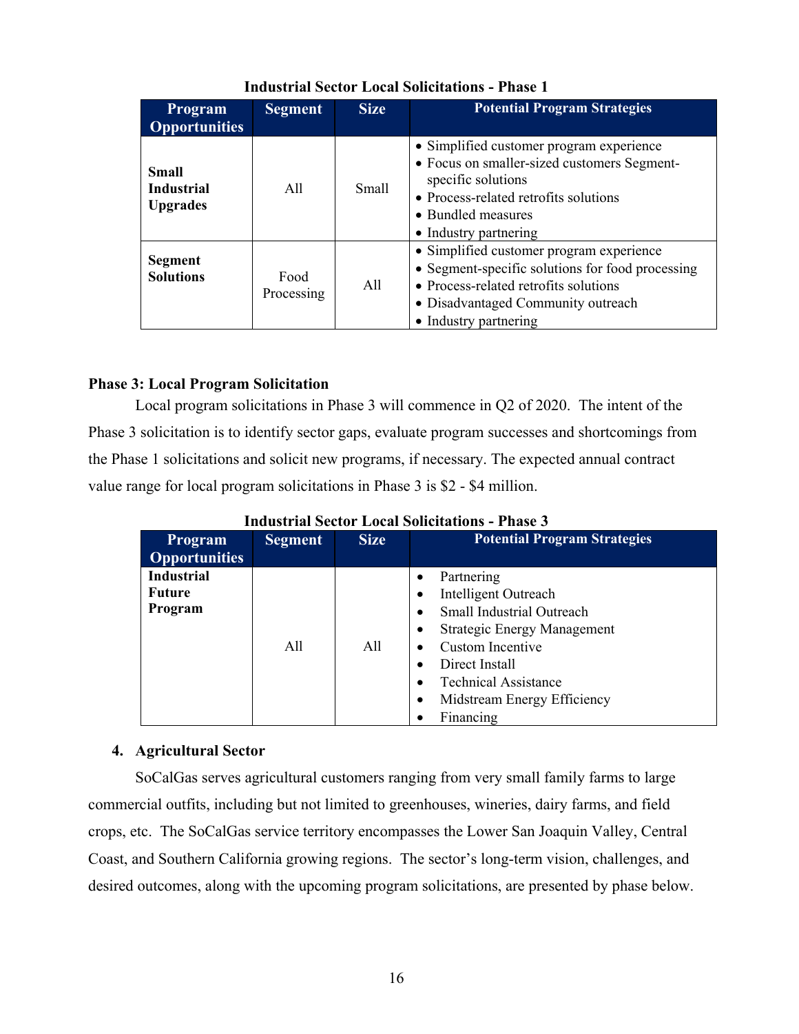**Industrial Sector Local Solicitations - Phase 1**

| Program Opportunities | Segment | Size | Potential Program Strategies |
|---|---|---|---|
| **Small Industrial Upgrades** | All | Small | • Simplified customer program experience<br>• Focus on smaller-sized customers Segment-specific solutions<br>• Process-related retrofits solutions<br>• Bundled measures<br>• Industry partnering |
| **Segment Solutions** | Food Processing | All | • Simplified customer program experience<br>• Segment-specific solutions for food processing<br>• Process-related retrofits solutions<br>• Disadvantaged Community outreach<br>• Industry partnering |

**Phase 3: Local Program Solicitation**

Local program solicitations in Phase 3 will commence in Q2 of 2020. The intent of the Phase 3 solicitation is to identify sector gaps, evaluate program successes and shortcomings from the Phase 1 solicitations and solicit new programs, if necessary. The expected annual contract value range for local program solicitations in Phase 3 is $2 - $4 million.

**Industrial Sector Local Solicitations - Phase 3**

| Program Opportunities | Segment | Size | Potential Program Strategies |
|---|---|---|---|
| **Industrial Future Program** | All | All | • Partnering<br>• Intelligent Outreach<br>• Small Industrial Outreach<br>• Strategic Energy Management<br>• Custom Incentive<br>• Direct Install<br>• Technical Assistance<br>• Midstream Energy Efficiency<br>• Financing |

### 4. Agricultural Sector

SoCalGas serves agricultural customers ranging from very small family farms to large commercial outfits, including but not limited to greenhouses, wineries, dairy farms, and field crops, etc. The SoCalGas service territory encompasses the Lower San Joaquin Valley, Central Coast, and Southern California growing regions. The sector's long-term vision, challenges, and desired outcomes, along with the upcoming program solicitations, are presented by phase below.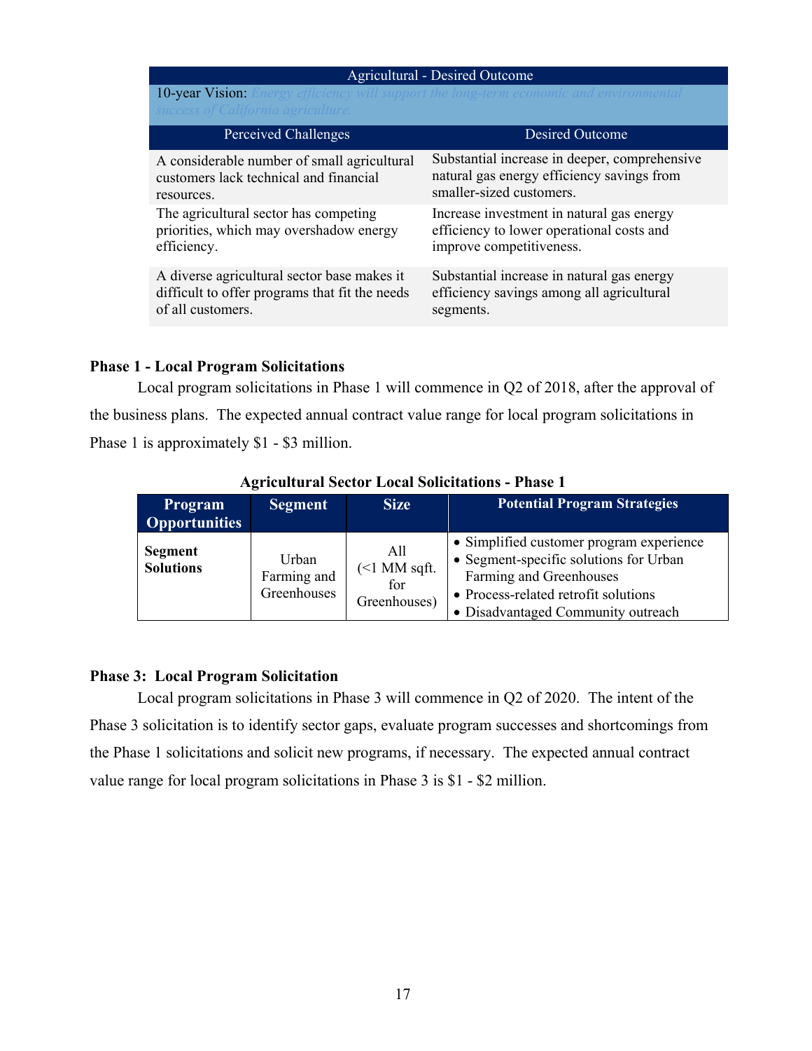| Agricultural - Desired Outcome | |
|---|---|
| 10-year Vision: *Energy efficiency will support the long-term economic and environmental success of California agriculture.* | |
| **Perceived Challenges** | **Desired Outcome** |
| A considerable number of small agricultural customers lack technical and financial resources. | Substantial increase in deeper, comprehensive natural gas energy efficiency savings from smaller-sized customers. |
| The agricultural sector has competing priorities, which may overshadow energy efficiency. | Increase investment in natural gas energy efficiency to lower operational costs and improve competitiveness. |
| A diverse agricultural sector base makes it difficult to offer programs that fit the needs of all customers. | Substantial increase in natural gas energy efficiency savings among all agricultural segments. |

**Phase 1 - Local Program Solicitations**

Local program solicitations in Phase 1 will commence in Q2 of 2018, after the approval of the business plans. The expected annual contract value range for local program solicitations in Phase 1 is approximately $1 - $3 million.

**Agricultural Sector Local Solicitations - Phase 1**

| Program Opportunities | Segment | Size | Potential Program Strategies |
|---|---|---|---|
| **Segment Solutions** | Urban Farming and Greenhouses | All (<1 MM sqft. for Greenhouses) | • Simplified customer program experience<br>• Segment-specific solutions for Urban Farming and Greenhouses<br>• Process-related retrofit solutions<br>• Disadvantaged Community outreach |

**Phase 3: Local Program Solicitation**

Local program solicitations in Phase 3 will commence in Q2 of 2020. The intent of the Phase 3 solicitation is to identify sector gaps, evaluate program successes and shortcomings from the Phase 1 solicitations and solicit new programs, if necessary. The expected annual contract value range for local program solicitations in Phase 3 is $1 - $2 million.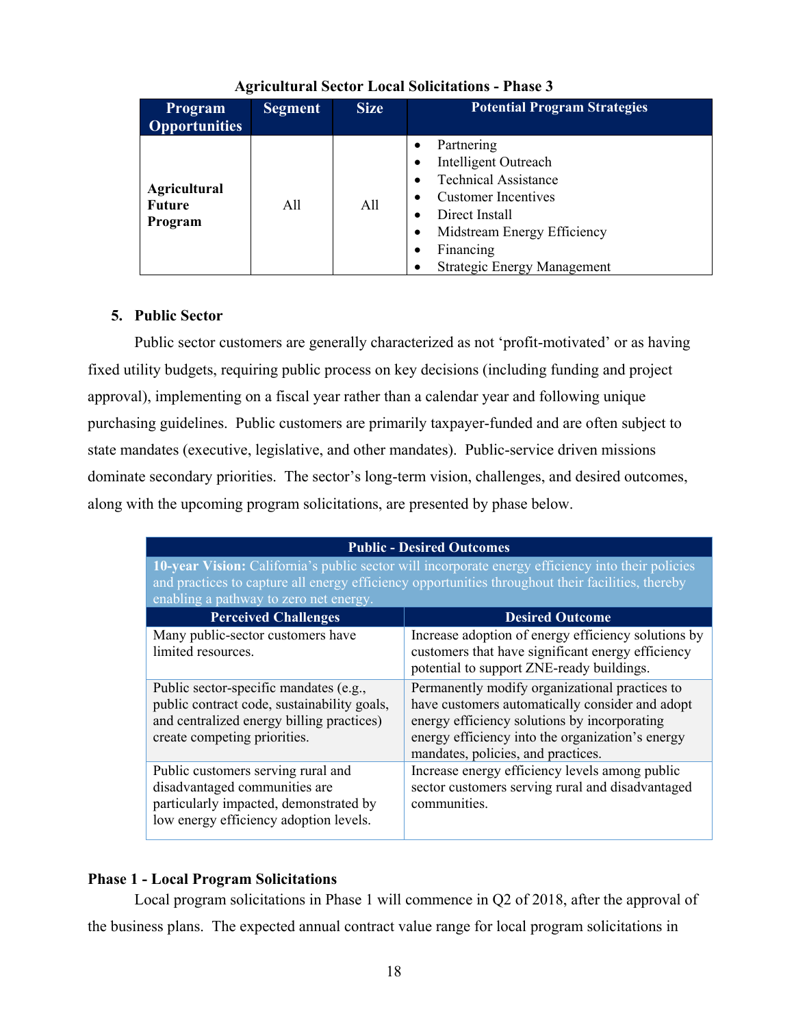**Agricultural Sector Local Solicitations - Phase 3**

| Program Opportunities | Segment | Size | Potential Program Strategies |
|---|---|---|---|
| **Agricultural Future Program** | All | All | • Partnering<br>• Intelligent Outreach<br>• Technical Assistance<br>• Customer Incentives<br>• Direct Install<br>• Midstream Energy Efficiency<br>• Financing<br>• Strategic Energy Management |

### 5. Public Sector

Public sector customers are generally characterized as not 'profit-motivated' or as having fixed utility budgets, requiring public process on key decisions (including funding and project approval), implementing on a fiscal year rather than a calendar year and following unique purchasing guidelines. Public customers are primarily taxpayer-funded and are often subject to state mandates (executive, legislative, and other mandates). Public-service driven missions dominate secondary priorities. The sector's long-term vision, challenges, and desired outcomes, along with the upcoming program solicitations, are presented by phase below.

| Public - Desired Outcomes | |
|---|---|
| **10-year Vision:** California's public sector will incorporate energy efficiency into their policies and practices to capture all energy efficiency opportunities throughout their facilities, thereby enabling a pathway to zero net energy. | |
| **Perceived Challenges** | **Desired Outcome** |
| Many public-sector customers have limited resources. | Increase adoption of energy efficiency solutions by customers that have significant energy efficiency potential to support ZNE-ready buildings. |
| Public sector-specific mandates (e.g., public contract code, sustainability goals, and centralized energy billing practices) create competing priorities. | Permanently modify organizational practices to have customers automatically consider and adopt energy efficiency solutions by incorporating energy efficiency into the organization's energy mandates, policies, and practices. |
| Public customers serving rural and disadvantaged communities are particularly impacted, demonstrated by low energy efficiency adoption levels. | Increase energy efficiency levels among public sector customers serving rural and disadvantaged communities. |

**Phase 1 - Local Program Solicitations**

Local program solicitations in Phase 1 will commence in Q2 of 2018, after the approval of the business plans. The expected annual contract value range for local program solicitations in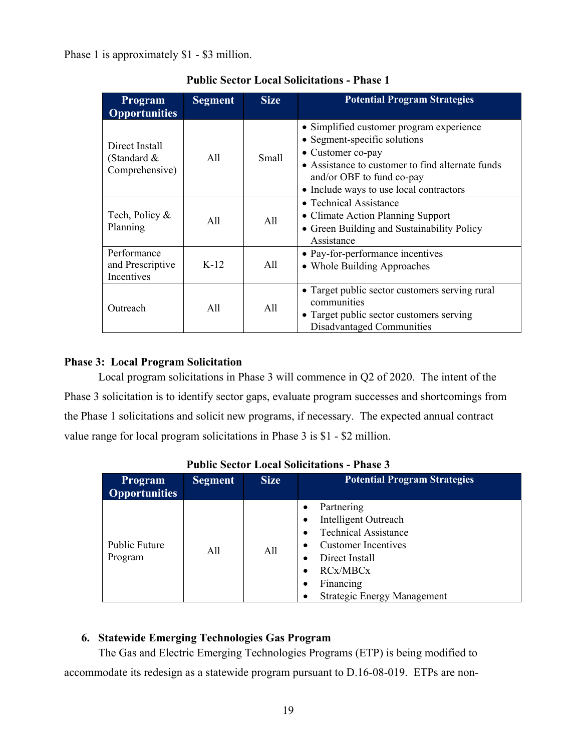Phase 1 is approximately $1 - $3 million.

**Public Sector Local Solicitations - Phase 1**

| Program Opportunities | Segment | Size | Potential Program Strategies |
|---|---|---|---|
| Direct Install (Standard & Comprehensive) | All | Small | • Simplified customer program experience<br>• Segment-specific solutions<br>• Customer co-pay<br>• Assistance to customer to find alternate funds and/or OBF to fund co-pay<br>• Include ways to use local contractors |
| Tech, Policy & Planning | All | All | • Technical Assistance<br>• Climate Action Planning Support<br>• Green Building and Sustainability Policy Assistance |
| Performance and Prescriptive Incentives | K-12 | All | • Pay-for-performance incentives<br>• Whole Building Approaches |
| Outreach | All | All | • Target public sector customers serving rural communities<br>• Target public sector customers serving Disadvantaged Communities |

**Phase 3: Local Program Solicitation**

Local program solicitations in Phase 3 will commence in Q2 of 2020. The intent of the Phase 3 solicitation is to identify sector gaps, evaluate program successes and shortcomings from the Phase 1 solicitations and solicit new programs, if necessary. The expected annual contract value range for local program solicitations in Phase 3 is $1 - $2 million.

**Public Sector Local Solicitations - Phase 3**

| Program Opportunities | Segment | Size | Potential Program Strategies |
|---|---|---|---|
| Public Future Program | All | All | • Partnering<br>• Intelligent Outreach<br>• Technical Assistance<br>• Customer Incentives<br>• Direct Install<br>• RCx/MBCx<br>• Financing<br>• Strategic Energy Management |

**6. Statewide Emerging Technologies Gas Program**

The Gas and Electric Emerging Technologies Programs (ETP) is being modified to accommodate its redesign as a statewide program pursuant to D.16-08-019. ETPs are non-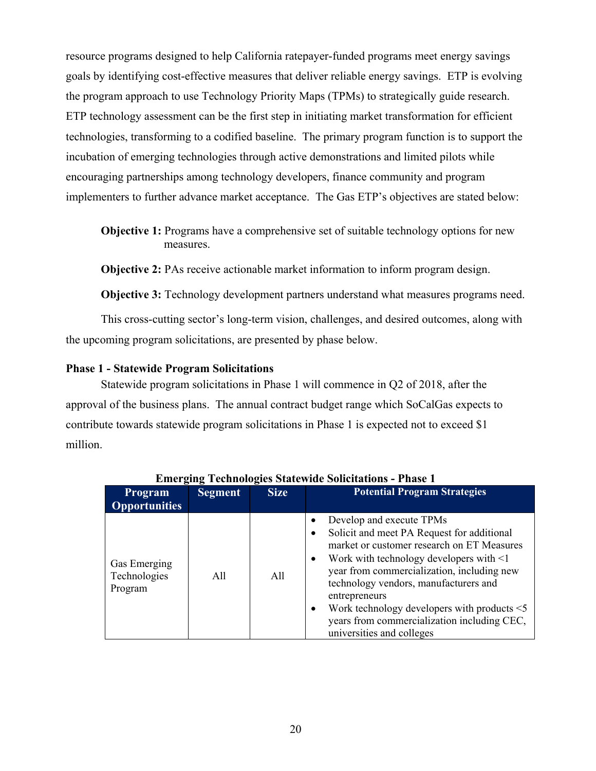resource programs designed to help California ratepayer-funded programs meet energy savings goals by identifying cost-effective measures that deliver reliable energy savings. ETP is evolving the program approach to use Technology Priority Maps (TPMs) to strategically guide research. ETP technology assessment can be the first step in initiating market transformation for efficient technologies, transforming to a codified baseline. The primary program function is to support the incubation of emerging technologies through active demonstrations and limited pilots while encouraging partnerships among technology developers, finance community and program implementers to further advance market acceptance. The Gas ETP's objectives are stated below:

**Objective 1:** Programs have a comprehensive set of suitable technology options for new measures.

**Objective 2:** PAs receive actionable market information to inform program design.

**Objective 3:** Technology development partners understand what measures programs need.

This cross-cutting sector's long-term vision, challenges, and desired outcomes, along with the upcoming program solicitations, are presented by phase below.

### Phase 1 - Statewide Program Solicitations

Statewide program solicitations in Phase 1 will commence in Q2 of 2018, after the approval of the business plans. The annual contract budget range which SoCalGas expects to contribute towards statewide program solicitations in Phase 1 is expected not to exceed $1 million.

**Emerging Technologies Statewide Solicitations - Phase 1**

| Program Opportunities | Segment | Size | Potential Program Strategies |
|---|---|---|---|
| Gas Emerging Technologies Program | All | All | • Develop and execute TPMs<br>• Solicit and meet PA Request for additional market or customer research on ET Measures<br>• Work with technology developers with <1 year from commercialization, including new technology vendors, manufacturers and entrepreneurs<br>• Work technology developers with products <5 years from commercialization including CEC, universities and colleges |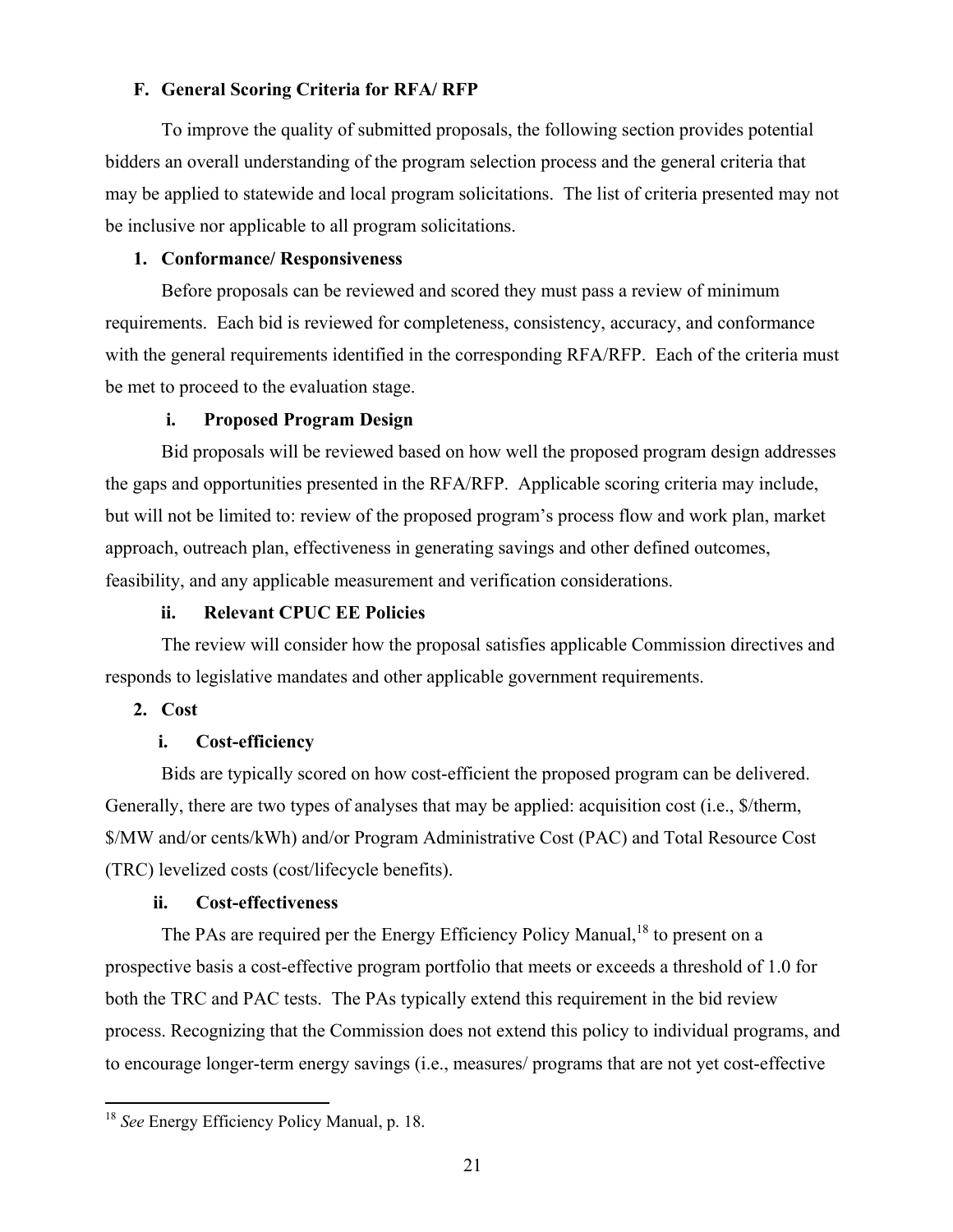### F. General Scoring Criteria for RFA/ RFP

To improve the quality of submitted proposals, the following section provides potential bidders an overall understanding of the program selection process and the general criteria that may be applied to statewide and local program solicitations. The list of criteria presented may not be inclusive nor applicable to all program solicitations.

#### 1. Conformance/ Responsiveness

Before proposals can be reviewed and scored they must pass a review of minimum requirements. Each bid is reviewed for completeness, consistency, accuracy, and conformance with the general requirements identified in the corresponding RFA/RFP. Each of the criteria must be met to proceed to the evaluation stage.

##### i. Proposed Program Design

Bid proposals will be reviewed based on how well the proposed program design addresses the gaps and opportunities presented in the RFA/RFP. Applicable scoring criteria may include, but will not be limited to: review of the proposed program's process flow and work plan, market approach, outreach plan, effectiveness in generating savings and other defined outcomes, feasibility, and any applicable measurement and verification considerations.

##### ii. Relevant CPUC EE Policies

The review will consider how the proposal satisfies applicable Commission directives and responds to legislative mandates and other applicable government requirements.

#### 2. Cost

##### i. Cost-efficiency

Bids are typically scored on how cost-efficient the proposed program can be delivered. Generally, there are two types of analyses that may be applied: acquisition cost (i.e., $/therm, $/MW and/or cents/kWh) and/or Program Administrative Cost (PAC) and Total Resource Cost (TRC) levelized costs (cost/lifecycle benefits).

##### ii. Cost-effectiveness

The PAs are required per the Energy Efficiency Policy Manual,[18] to present on a prospective basis a cost-effective program portfolio that meets or exceeds a threshold of 1.0 for both the TRC and PAC tests. The PAs typically extend this requirement in the bid review process. Recognizing that the Commission does not extend this policy to individual programs, and to encourage longer-term energy savings (i.e., measures/ programs that are not yet cost-effective

---

[18] *See* Energy Efficiency Policy Manual, p. 18.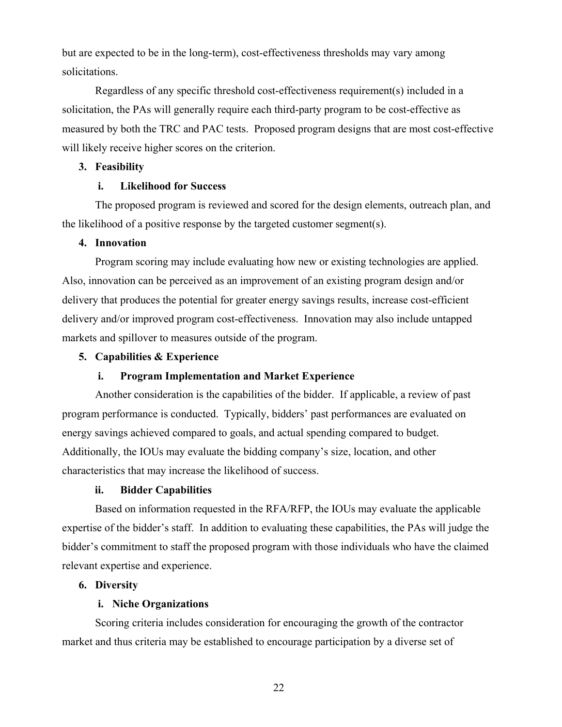but are expected to be in the long-term), cost-effectiveness thresholds may vary among solicitations.

Regardless of any specific threshold cost-effectiveness requirement(s) included in a solicitation, the PAs will generally require each third-party program to be cost-effective as measured by both the TRC and PAC tests. Proposed program designs that are most cost-effective will likely receive higher scores on the criterion.

**3. Feasibility**

**i. Likelihood for Success**

The proposed program is reviewed and scored for the design elements, outreach plan, and the likelihood of a positive response by the targeted customer segment(s).

**4. Innovation**

Program scoring may include evaluating how new or existing technologies are applied. Also, innovation can be perceived as an improvement of an existing program design and/or delivery that produces the potential for greater energy savings results, increase cost-efficient delivery and/or improved program cost-effectiveness. Innovation may also include untapped markets and spillover to measures outside of the program.

**5. Capabilities & Experience**

**i. Program Implementation and Market Experience**

Another consideration is the capabilities of the bidder. If applicable, a review of past program performance is conducted. Typically, bidders' past performances are evaluated on energy savings achieved compared to goals, and actual spending compared to budget. Additionally, the IOUs may evaluate the bidding company's size, location, and other characteristics that may increase the likelihood of success.

**ii. Bidder Capabilities**

Based on information requested in the RFA/RFP, the IOUs may evaluate the applicable expertise of the bidder's staff. In addition to evaluating these capabilities, the PAs will judge the bidder's commitment to staff the proposed program with those individuals who have the claimed relevant expertise and experience.

**6. Diversity**

**i. Niche Organizations**

Scoring criteria includes consideration for encouraging the growth of the contractor market and thus criteria may be established to encourage participation by a diverse set of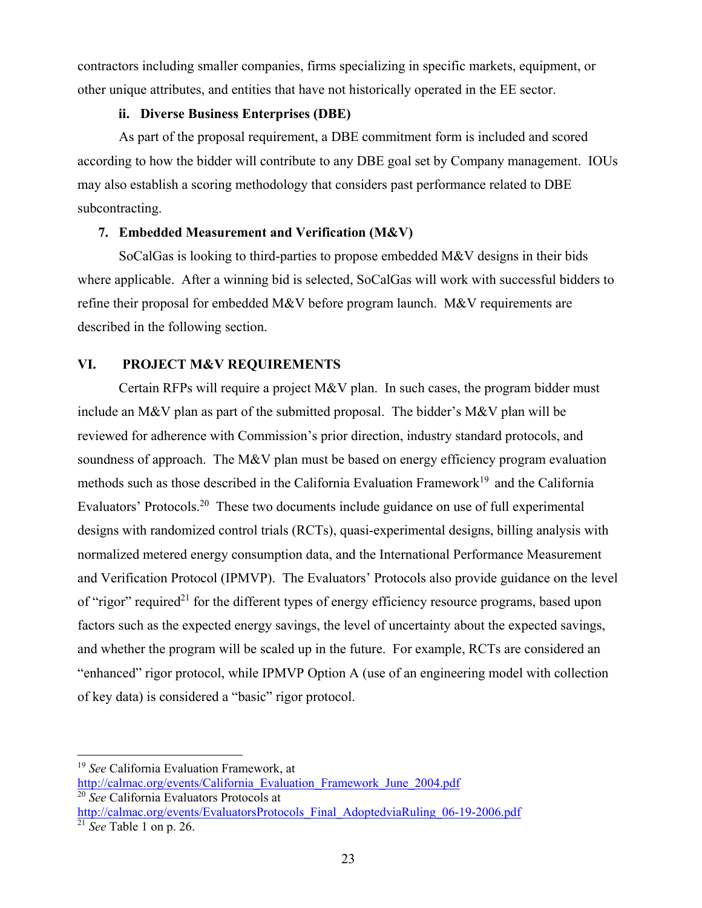contractors including smaller companies, firms specializing in specific markets, equipment, or other unique attributes, and entities that have not historically operated in the EE sector.

#### ii. Diverse Business Enterprises (DBE)

As part of the proposal requirement, a DBE commitment form is included and scored according to how the bidder will contribute to any DBE goal set by Company management. IOUs may also establish a scoring methodology that considers past performance related to DBE subcontracting.

### 7. Embedded Measurement and Verification (M&V)

SoCalGas is looking to third-parties to propose embedded M&V designs in their bids where applicable. After a winning bid is selected, SoCalGas will work with successful bidders to refine their proposal for embedded M&V before program launch. M&V requirements are described in the following section.

## VI. PROJECT M&V REQUIREMENTS

Certain RFPs will require a project M&V plan. In such cases, the program bidder must include an M&V plan as part of the submitted proposal. The bidder's M&V plan will be reviewed for adherence with Commission's prior direction, industry standard protocols, and soundness of approach. The M&V plan must be based on energy efficiency program evaluation methods such as those described in the California Evaluation Framework[19] and the California Evaluators' Protocols.[20] These two documents include guidance on use of full experimental designs with randomized control trials (RCTs), quasi-experimental designs, billing analysis with normalized metered energy consumption data, and the International Performance Measurement and Verification Protocol (IPMVP). The Evaluators' Protocols also provide guidance on the level of "rigor" required[21] for the different types of energy efficiency resource programs, based upon factors such as the expected energy savings, the level of uncertainty about the expected savings, and whether the program will be scaled up in the future. For example, RCTs are considered an "enhanced" rigor protocol, while IPMVP Option A (use of an engineering model with collection of key data) is considered a "basic" rigor protocol.

---

[19] *See* California Evaluation Framework, at http://calmac.org/events/California_Evaluation_Framework_June_2004.pdf

[20] *See* California Evaluators Protocols at http://calmac.org/events/EvaluatorsProtocols_Final_AdoptedviaRuling_06-19-2006.pdf

[21] *See* Table 1 on p. 26.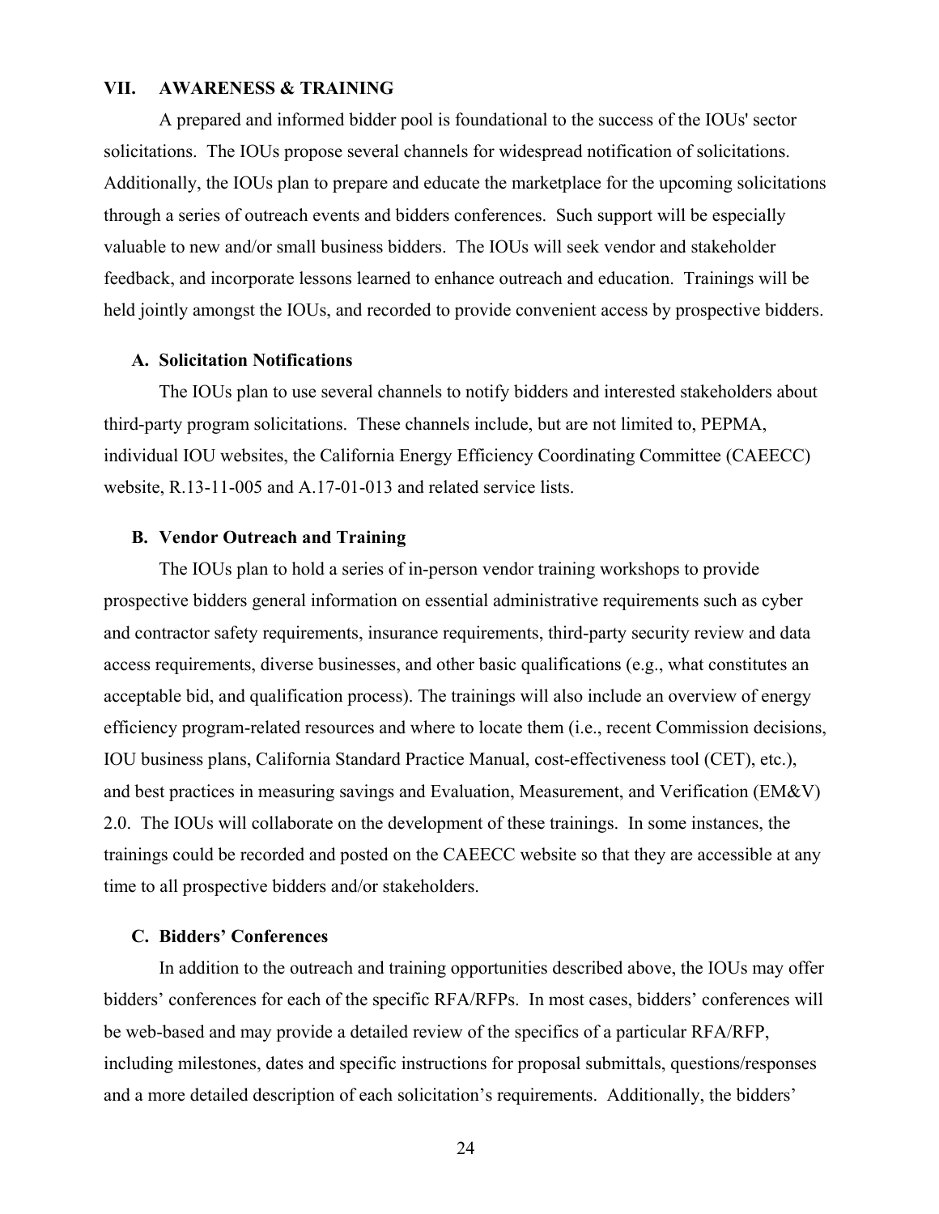## VII. AWARENESS & TRAINING

A prepared and informed bidder pool is foundational to the success of the IOUs' sector solicitations. The IOUs propose several channels for widespread notification of solicitations. Additionally, the IOUs plan to prepare and educate the marketplace for the upcoming solicitations through a series of outreach events and bidders conferences. Such support will be especially valuable to new and/or small business bidders. The IOUs will seek vendor and stakeholder feedback, and incorporate lessons learned to enhance outreach and education. Trainings will be held jointly amongst the IOUs, and recorded to provide convenient access by prospective bidders.

### A. Solicitation Notifications

The IOUs plan to use several channels to notify bidders and interested stakeholders about third-party program solicitations. These channels include, but are not limited to, PEPMA, individual IOU websites, the California Energy Efficiency Coordinating Committee (CAEECC) website, R.13-11-005 and A.17-01-013 and related service lists.

### B. Vendor Outreach and Training

The IOUs plan to hold a series of in-person vendor training workshops to provide prospective bidders general information on essential administrative requirements such as cyber and contractor safety requirements, insurance requirements, third-party security review and data access requirements, diverse businesses, and other basic qualifications (e.g., what constitutes an acceptable bid, and qualification process). The trainings will also include an overview of energy efficiency program-related resources and where to locate them (i.e., recent Commission decisions, IOU business plans, California Standard Practice Manual, cost-effectiveness tool (CET), etc.), and best practices in measuring savings and Evaluation, Measurement, and Verification (EM&V) 2.0. The IOUs will collaborate on the development of these trainings. In some instances, the trainings could be recorded and posted on the CAEECC website so that they are accessible at any time to all prospective bidders and/or stakeholders.

### C. Bidders' Conferences

In addition to the outreach and training opportunities described above, the IOUs may offer bidders' conferences for each of the specific RFA/RFPs. In most cases, bidders' conferences will be web-based and may provide a detailed review of the specifics of a particular RFA/RFP, including milestones, dates and specific instructions for proposal submittals, questions/responses and a more detailed description of each solicitation's requirements. Additionally, the bidders'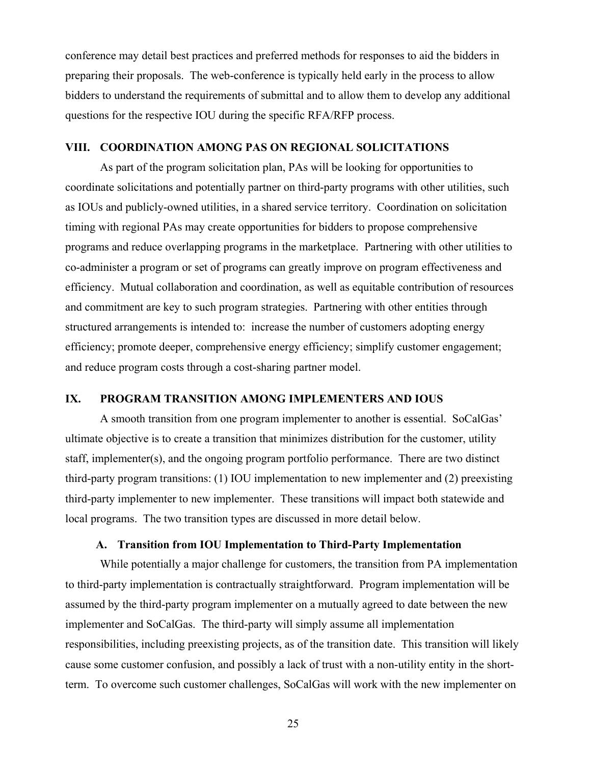conference may detail best practices and preferred methods for responses to aid the bidders in preparing their proposals. The web-conference is typically held early in the process to allow bidders to understand the requirements of submittal and to allow them to develop any additional questions for the respective IOU during the specific RFA/RFP process.

## VIII. COORDINATION AMONG PAS ON REGIONAL SOLICITATIONS

As part of the program solicitation plan, PAs will be looking for opportunities to coordinate solicitations and potentially partner on third-party programs with other utilities, such as IOUs and publicly-owned utilities, in a shared service territory. Coordination on solicitation timing with regional PAs may create opportunities for bidders to propose comprehensive programs and reduce overlapping programs in the marketplace. Partnering with other utilities to co-administer a program or set of programs can greatly improve on program effectiveness and efficiency. Mutual collaboration and coordination, as well as equitable contribution of resources and commitment are key to such program strategies. Partnering with other entities through structured arrangements is intended to: increase the number of customers adopting energy efficiency; promote deeper, comprehensive energy efficiency; simplify customer engagement; and reduce program costs through a cost-sharing partner model.

## IX. PROGRAM TRANSITION AMONG IMPLEMENTERS AND IOUS

A smooth transition from one program implementer to another is essential. SoCalGas' ultimate objective is to create a transition that minimizes distribution for the customer, utility staff, implementer(s), and the ongoing program portfolio performance. There are two distinct third-party program transitions: (1) IOU implementation to new implementer and (2) preexisting third-party implementer to new implementer. These transitions will impact both statewide and local programs. The two transition types are discussed in more detail below.

### A. Transition from IOU Implementation to Third-Party Implementation

While potentially a major challenge for customers, the transition from PA implementation to third-party implementation is contractually straightforward. Program implementation will be assumed by the third-party program implementer on a mutually agreed to date between the new implementer and SoCalGas. The third-party will simply assume all implementation responsibilities, including preexisting projects, as of the transition date. This transition will likely cause some customer confusion, and possibly a lack of trust with a non-utility entity in the short-term. To overcome such customer challenges, SoCalGas will work with the new implementer on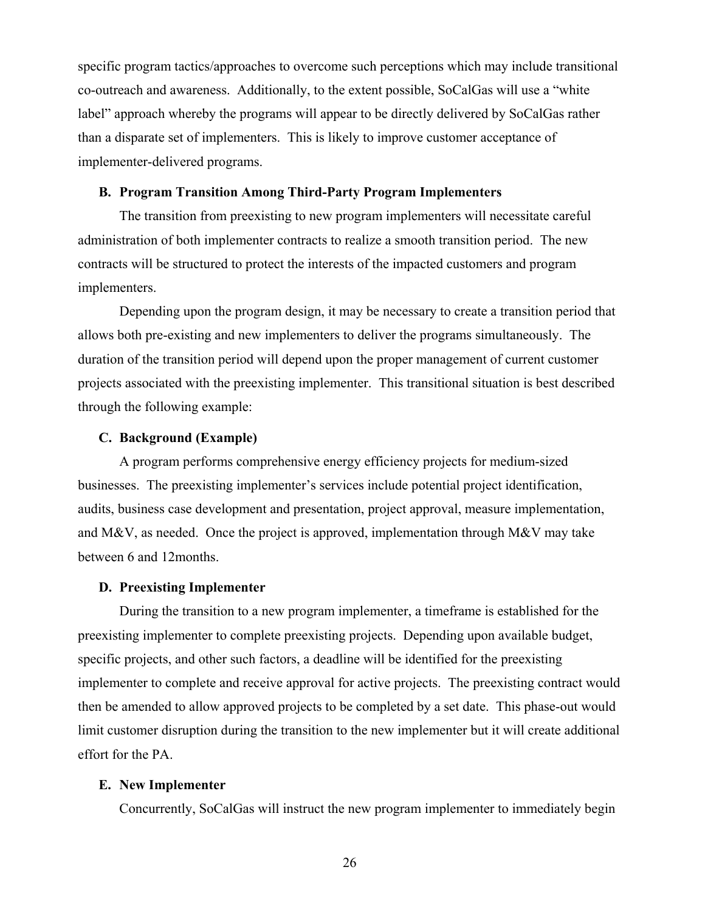specific program tactics/approaches to overcome such perceptions which may include transitional co-outreach and awareness. Additionally, to the extent possible, SoCalGas will use a "white label" approach whereby the programs will appear to be directly delivered by SoCalGas rather than a disparate set of implementers. This is likely to improve customer acceptance of implementer-delivered programs.

### B. Program Transition Among Third-Party Program Implementers

The transition from preexisting to new program implementers will necessitate careful administration of both implementer contracts to realize a smooth transition period. The new contracts will be structured to protect the interests of the impacted customers and program implementers.

Depending upon the program design, it may be necessary to create a transition period that allows both pre-existing and new implementers to deliver the programs simultaneously. The duration of the transition period will depend upon the proper management of current customer projects associated with the preexisting implementer. This transitional situation is best described through the following example:

### C. Background (Example)

A program performs comprehensive energy efficiency projects for medium-sized businesses. The preexisting implementer's services include potential project identification, audits, business case development and presentation, project approval, measure implementation, and M&V, as needed. Once the project is approved, implementation through M&V may take between 6 and 12months.

### D. Preexisting Implementer

During the transition to a new program implementer, a timeframe is established for the preexisting implementer to complete preexisting projects. Depending upon available budget, specific projects, and other such factors, a deadline will be identified for the preexisting implementer to complete and receive approval for active projects. The preexisting contract would then be amended to allow approved projects to be completed by a set date. This phase-out would limit customer disruption during the transition to the new implementer but it will create additional effort for the PA.

### E. New Implementer

Concurrently, SoCalGas will instruct the new program implementer to immediately begin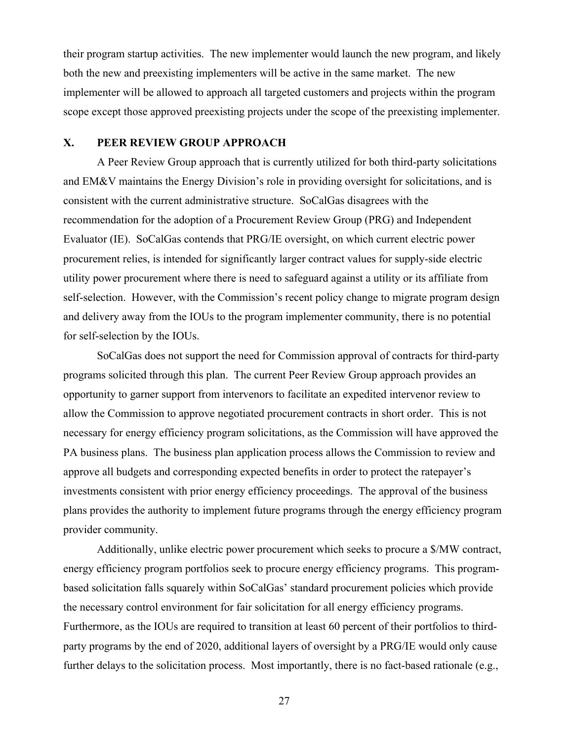their program startup activities. The new implementer would launch the new program, and likely both the new and preexisting implementers will be active in the same market. The new implementer will be allowed to approach all targeted customers and projects within the program scope except those approved preexisting projects under the scope of the preexisting implementer.

## X. PEER REVIEW GROUP APPROACH

A Peer Review Group approach that is currently utilized for both third-party solicitations and EM&V maintains the Energy Division's role in providing oversight for solicitations, and is consistent with the current administrative structure. SoCalGas disagrees with the recommendation for the adoption of a Procurement Review Group (PRG) and Independent Evaluator (IE). SoCalGas contends that PRG/IE oversight, on which current electric power procurement relies, is intended for significantly larger contract values for supply-side electric utility power procurement where there is need to safeguard against a utility or its affiliate from self-selection. However, with the Commission's recent policy change to migrate program design and delivery away from the IOUs to the program implementer community, there is no potential for self-selection by the IOUs.

SoCalGas does not support the need for Commission approval of contracts for third-party programs solicited through this plan. The current Peer Review Group approach provides an opportunity to garner support from intervenors to facilitate an expedited intervenor review to allow the Commission to approve negotiated procurement contracts in short order. This is not necessary for energy efficiency program solicitations, as the Commission will have approved the PA business plans. The business plan application process allows the Commission to review and approve all budgets and corresponding expected benefits in order to protect the ratepayer's investments consistent with prior energy efficiency proceedings. The approval of the business plans provides the authority to implement future programs through the energy efficiency program provider community.

Additionally, unlike electric power procurement which seeks to procure a $/MW contract, energy efficiency program portfolios seek to procure energy efficiency programs. This program-based solicitation falls squarely within SoCalGas' standard procurement policies which provide the necessary control environment for fair solicitation for all energy efficiency programs. Furthermore, as the IOUs are required to transition at least 60 percent of their portfolios to third-party programs by the end of 2020, additional layers of oversight by a PRG/IE would only cause further delays to the solicitation process. Most importantly, there is no fact-based rationale (e.g.,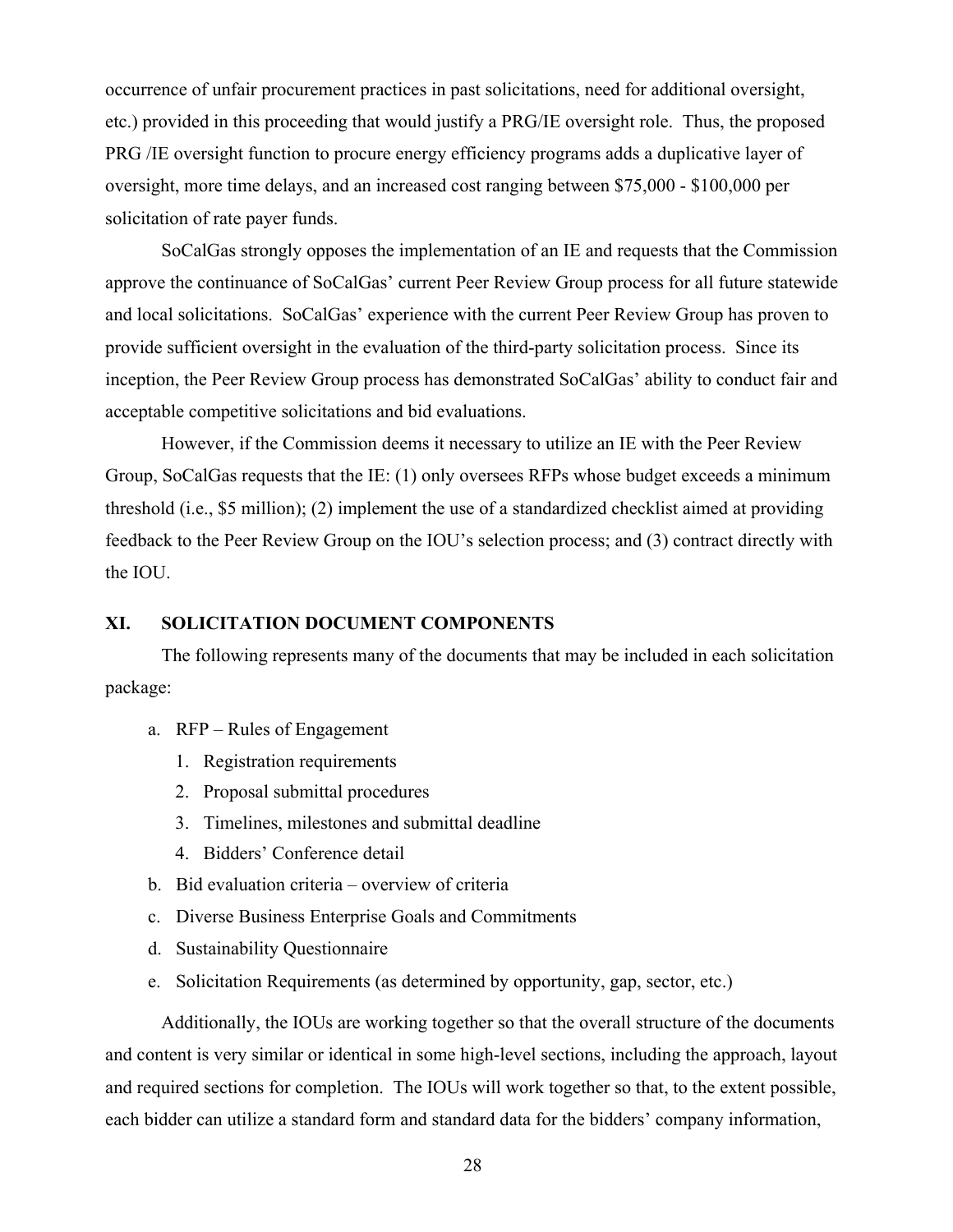occurrence of unfair procurement practices in past solicitations, need for additional oversight, etc.) provided in this proceeding that would justify a PRG/IE oversight role. Thus, the proposed PRG /IE oversight function to procure energy efficiency programs adds a duplicative layer of oversight, more time delays, and an increased cost ranging between $75,000 - $100,000 per solicitation of rate payer funds.

SoCalGas strongly opposes the implementation of an IE and requests that the Commission approve the continuance of SoCalGas' current Peer Review Group process for all future statewide and local solicitations. SoCalGas' experience with the current Peer Review Group has proven to provide sufficient oversight in the evaluation of the third-party solicitation process. Since its inception, the Peer Review Group process has demonstrated SoCalGas' ability to conduct fair and acceptable competitive solicitations and bid evaluations.

However, if the Commission deems it necessary to utilize an IE with the Peer Review Group, SoCalGas requests that the IE: (1) only oversees RFPs whose budget exceeds a minimum threshold (i.e., $5 million); (2) implement the use of a standardized checklist aimed at providing feedback to the Peer Review Group on the IOU's selection process; and (3) contract directly with the IOU.

## XI. SOLICITATION DOCUMENT COMPONENTS

The following represents many of the documents that may be included in each solicitation package:

a. RFP – Rules of Engagement
   1. Registration requirements
   2. Proposal submittal procedures
   3. Timelines, milestones and submittal deadline
   4. Bidders' Conference detail
b. Bid evaluation criteria – overview of criteria
c. Diverse Business Enterprise Goals and Commitments
d. Sustainability Questionnaire
e. Solicitation Requirements (as determined by opportunity, gap, sector, etc.)

Additionally, the IOUs are working together so that the overall structure of the documents and content is very similar or identical in some high-level sections, including the approach, layout and required sections for completion. The IOUs will work together so that, to the extent possible, each bidder can utilize a standard form and standard data for the bidders' company information,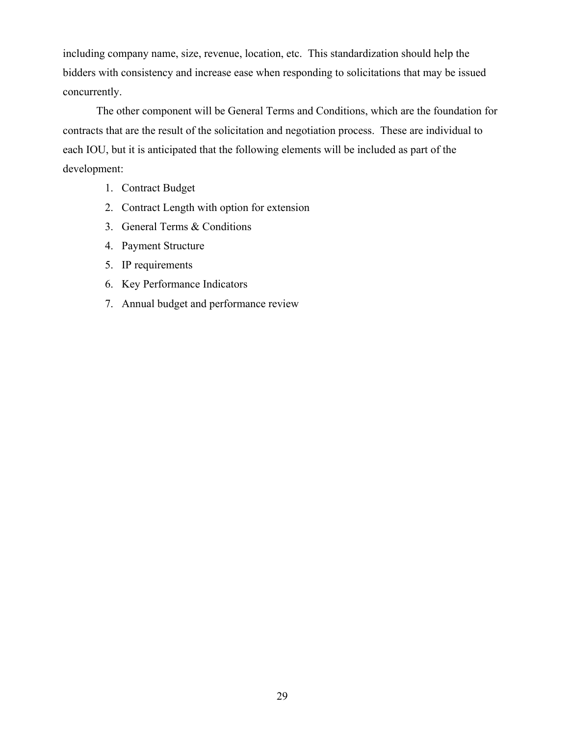including company name, size, revenue, location, etc. This standardization should help the bidders with consistency and increase ease when responding to solicitations that may be issued concurrently.

The other component will be General Terms and Conditions, which are the foundation for contracts that are the result of the solicitation and negotiation process. These are individual to each IOU, but it is anticipated that the following elements will be included as part of the development:

1. Contract Budget
2. Contract Length with option for extension
3. General Terms & Conditions
4. Payment Structure
5. IP requirements
6. Key Performance Indicators
7. Annual budget and performance review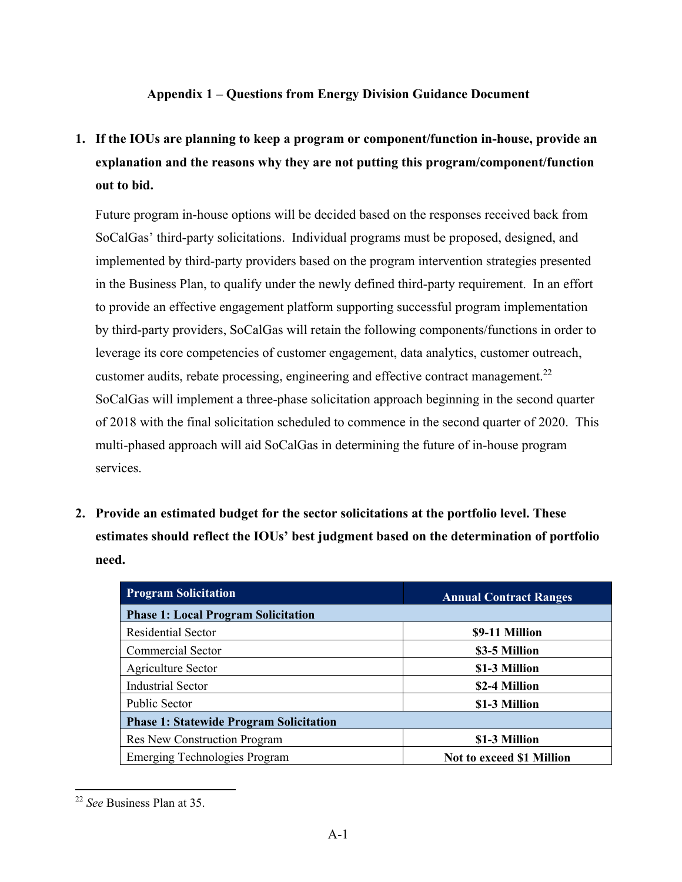**Appendix 1 – Questions from Energy Division Guidance Document**

1. **If the IOUs are planning to keep a program or component/function in-house, provide an explanation and the reasons why they are not putting this program/component/function out to bid.**

   Future program in-house options will be decided based on the responses received back from SoCalGas' third-party solicitations. Individual programs must be proposed, designed, and implemented by third-party providers based on the program intervention strategies presented in the Business Plan, to qualify under the newly defined third-party requirement. In an effort to provide an effective engagement platform supporting successful program implementation by third-party providers, SoCalGas will retain the following components/functions in order to leverage its core competencies of customer engagement, data analytics, customer outreach, customer audits, rebate processing, engineering and effective contract management.[22] SoCalGas will implement a three-phase solicitation approach beginning in the second quarter of 2018 with the final solicitation scheduled to commence in the second quarter of 2020. This multi-phased approach will aid SoCalGas in determining the future of in-house program services.

2. **Provide an estimated budget for the sector solicitations at the portfolio level. These estimates should reflect the IOUs' best judgment based on the determination of portfolio need.**

| Program Solicitation | Annual Contract Ranges |
|---|---|
| **Phase 1: Local Program Solicitation** | |
| Residential Sector | **$9-11 Million** |
| Commercial Sector | **$3-5 Million** |
| Agriculture Sector | **$1-3 Million** |
| Industrial Sector | **$2-4 Million** |
| Public Sector | **$1-3 Million** |
| **Phase 1: Statewide Program Solicitation** | |
| Res New Construction Program | **$1-3 Million** |
| Emerging Technologies Program | **Not to exceed $1 Million** |

[22] *See* Business Plan at 35.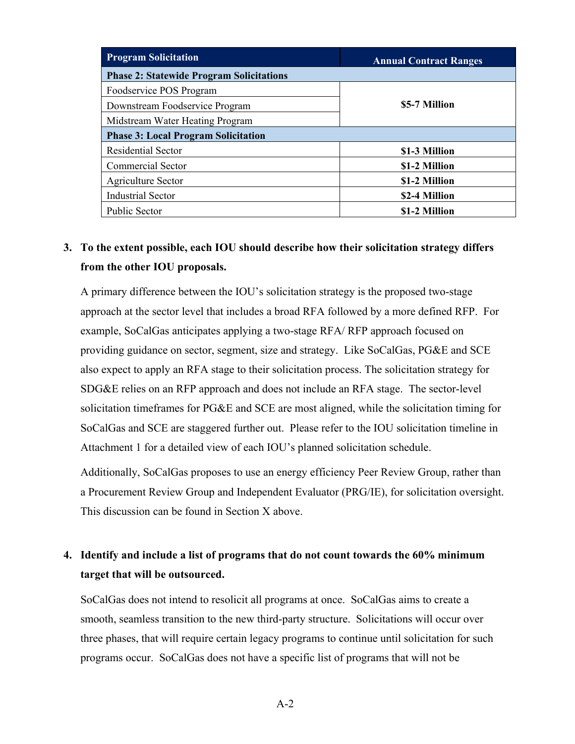| Program Solicitation | Annual Contract Ranges |
| --- | --- |
| **Phase 2: Statewide Program Solicitations** | |
| Foodservice POS Program | **$5-7 Million** |
| Downstream Foodservice Program | |
| Midstream Water Heating Program | |
| **Phase 3: Local Program Solicitation** | |
| Residential Sector | **$1-3 Million** |
| Commercial Sector | **$1-2 Million** |
| Agriculture Sector | **$1-2 Million** |
| Industrial Sector | **$2-4 Million** |
| Public Sector | **$1-2 Million** |

3. **To the extent possible, each IOU should describe how their solicitation strategy differs from the other IOU proposals.**

   A primary difference between the IOU's solicitation strategy is the proposed two-stage approach at the sector level that includes a broad RFA followed by a more defined RFP. For example, SoCalGas anticipates applying a two-stage RFA/ RFP approach focused on providing guidance on sector, segment, size and strategy. Like SoCalGas, PG&E and SCE also expect to apply an RFA stage to their solicitation process. The solicitation strategy for SDG&E relies on an RFP approach and does not include an RFA stage. The sector-level solicitation timeframes for PG&E and SCE are most aligned, while the solicitation timing for SoCalGas and SCE are staggered further out. Please refer to the IOU solicitation timeline in Attachment 1 for a detailed view of each IOU's planned solicitation schedule.

   Additionally, SoCalGas proposes to use an energy efficiency Peer Review Group, rather than a Procurement Review Group and Independent Evaluator (PRG/IE), for solicitation oversight. This discussion can be found in Section X above.

4. **Identify and include a list of programs that do not count towards the 60% minimum target that will be outsourced.**

   SoCalGas does not intend to resolicit all programs at once. SoCalGas aims to create a smooth, seamless transition to the new third-party structure. Solicitations will occur over three phases, that will require certain legacy programs to continue until solicitation for such programs occur. SoCalGas does not have a specific list of programs that will not be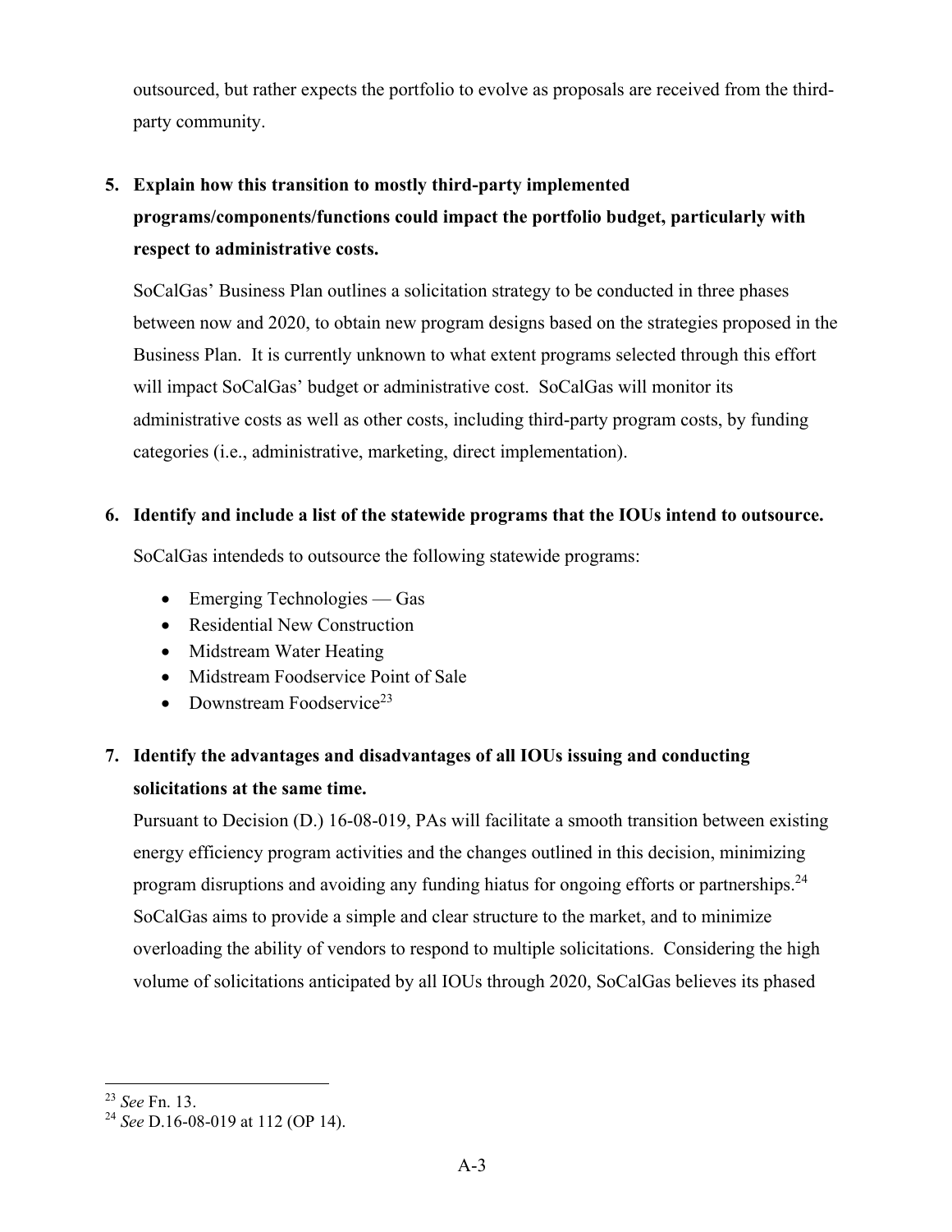outsourced, but rather expects the portfolio to evolve as proposals are received from the third-party community.

5. **Explain how this transition to mostly third-party implemented programs/components/functions could impact the portfolio budget, particularly with respect to administrative costs.**

   SoCalGas' Business Plan outlines a solicitation strategy to be conducted in three phases between now and 2020, to obtain new program designs based on the strategies proposed in the Business Plan. It is currently unknown to what extent programs selected through this effort will impact SoCalGas' budget or administrative cost. SoCalGas will monitor its administrative costs as well as other costs, including third-party program costs, by funding categories (i.e., administrative, marketing, direct implementation).

6. **Identify and include a list of the statewide programs that the IOUs intend to outsource.**

   SoCalGas intendeds to outsource the following statewide programs:

   - Emerging Technologies — Gas
   - Residential New Construction
   - Midstream Water Heating
   - Midstream Foodservice Point of Sale
   - Downstream Foodservice[23]

7. **Identify the advantages and disadvantages of all IOUs issuing and conducting solicitations at the same time.**

   Pursuant to Decision (D.) 16-08-019, PAs will facilitate a smooth transition between existing energy efficiency program activities and the changes outlined in this decision, minimizing program disruptions and avoiding any funding hiatus for ongoing efforts or partnerships.[24] SoCalGas aims to provide a simple and clear structure to the market, and to minimize overloading the ability of vendors to respond to multiple solicitations. Considering the high volume of solicitations anticipated by all IOUs through 2020, SoCalGas believes its phased

---

[23] *See* Fn. 13.

[24] *See* D.16-08-019 at 112 (OP 14).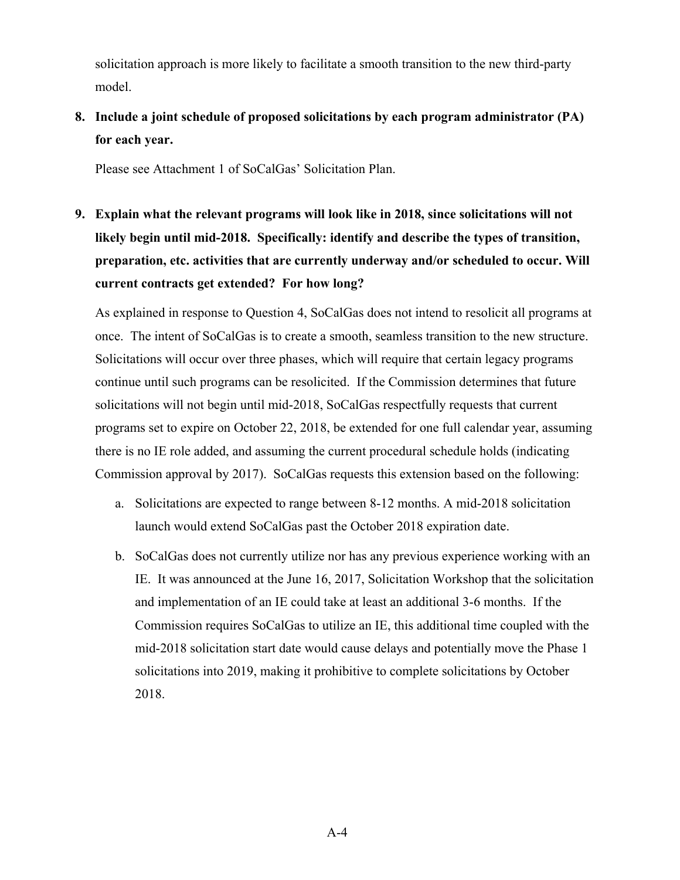solicitation approach is more likely to facilitate a smooth transition to the new third-party model.

8. **Include a joint schedule of proposed solicitations by each program administrator (PA) for each year.**

   Please see Attachment 1 of SoCalGas' Solicitation Plan.

9. **Explain what the relevant programs will look like in 2018, since solicitations will not likely begin until mid-2018. Specifically: identify and describe the types of transition, preparation, etc. activities that are currently underway and/or scheduled to occur. Will current contracts get extended? For how long?**

   As explained in response to Question 4, SoCalGas does not intend to resolicit all programs at once. The intent of SoCalGas is to create a smooth, seamless transition to the new structure. Solicitations will occur over three phases, which will require that certain legacy programs continue until such programs can be resolicited. If the Commission determines that future solicitations will not begin until mid-2018, SoCalGas respectfully requests that current programs set to expire on October 22, 2018, be extended for one full calendar year, assuming there is no IE role added, and assuming the current procedural schedule holds (indicating Commission approval by 2017). SoCalGas requests this extension based on the following:

   a. Solicitations are expected to range between 8-12 months. A mid-2018 solicitation launch would extend SoCalGas past the October 2018 expiration date.

   b. SoCalGas does not currently utilize nor has any previous experience working with an IE. It was announced at the June 16, 2017, Solicitation Workshop that the solicitation and implementation of an IE could take at least an additional 3-6 months. If the Commission requires SoCalGas to utilize an IE, this additional time coupled with the mid-2018 solicitation start date would cause delays and potentially move the Phase 1 solicitations into 2019, making it prohibitive to complete solicitations by October 2018.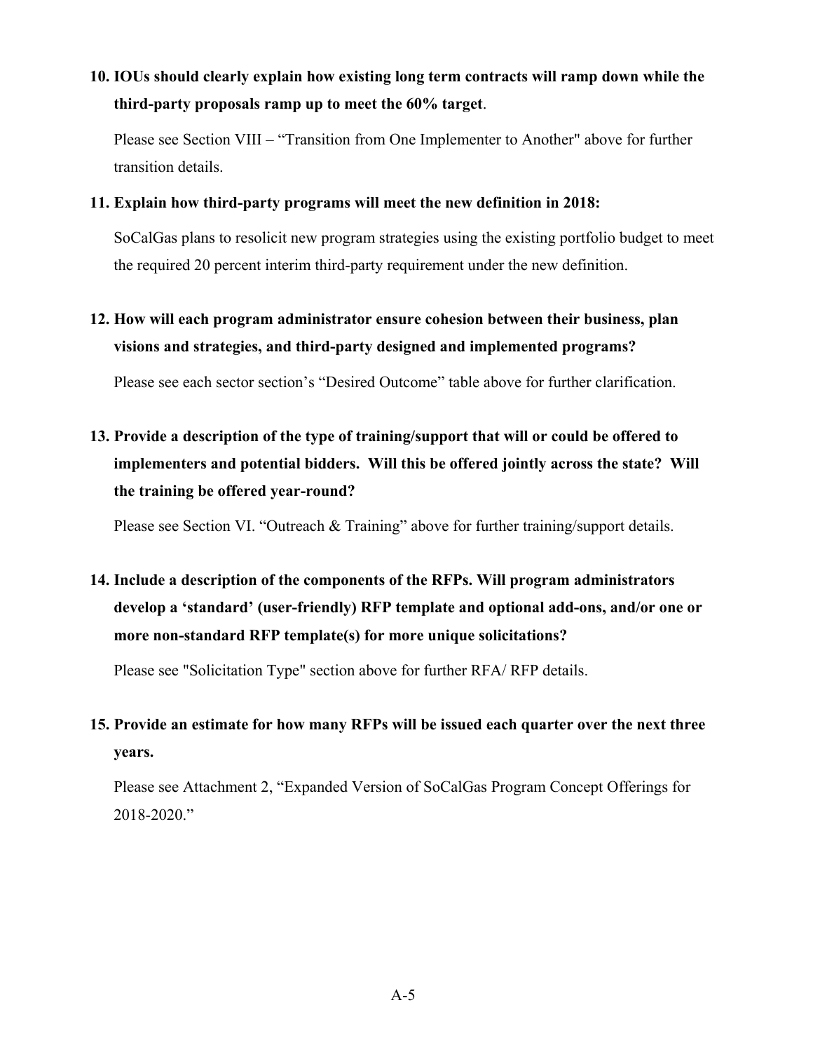**10. IOUs should clearly explain how existing long term contracts will ramp down while the third-party proposals ramp up to meet the 60% target**.

Please see Section VIII – "Transition from One Implementer to Another" above for further transition details.

**11. Explain how third-party programs will meet the new definition in 2018:**

SoCalGas plans to resolicit new program strategies using the existing portfolio budget to meet the required 20 percent interim third-party requirement under the new definition.

**12. How will each program administrator ensure cohesion between their business, plan visions and strategies, and third-party designed and implemented programs?**

Please see each sector section's "Desired Outcome" table above for further clarification.

**13. Provide a description of the type of training/support that will or could be offered to implementers and potential bidders. Will this be offered jointly across the state? Will the training be offered year-round?**

Please see Section VI. "Outreach & Training" above for further training/support details.

**14. Include a description of the components of the RFPs. Will program administrators develop a 'standard' (user-friendly) RFP template and optional add-ons, and/or one or more non-standard RFP template(s) for more unique solicitations?**

Please see "Solicitation Type" section above for further RFA/ RFP details.

**15. Provide an estimate for how many RFPs will be issued each quarter over the next three years.**

Please see Attachment 2, "Expanded Version of SoCalGas Program Concept Offerings for 2018-2020."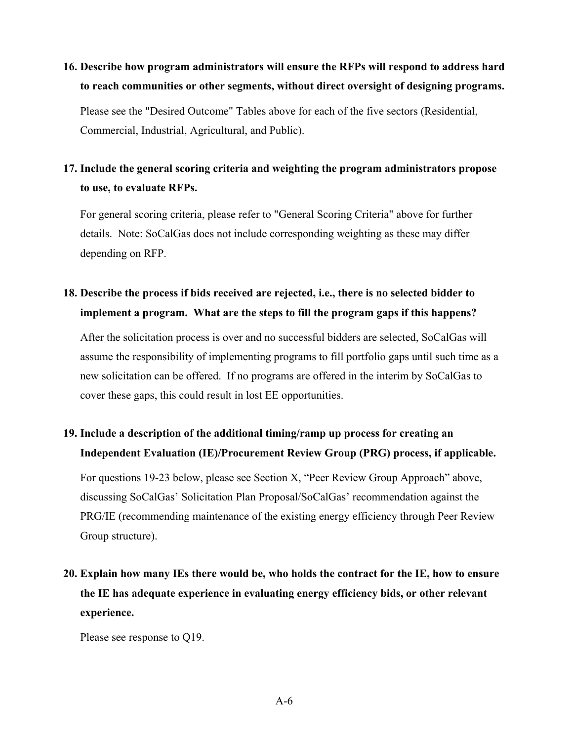**16. Describe how program administrators will ensure the RFPs will respond to address hard to reach communities or other segments, without direct oversight of designing programs.**

Please see the "Desired Outcome" Tables above for each of the five sectors (Residential, Commercial, Industrial, Agricultural, and Public).

**17. Include the general scoring criteria and weighting the program administrators propose to use, to evaluate RFPs.**

For general scoring criteria, please refer to "General Scoring Criteria" above for further details. Note: SoCalGas does not include corresponding weighting as these may differ depending on RFP.

**18. Describe the process if bids received are rejected, i.e., there is no selected bidder to implement a program. What are the steps to fill the program gaps if this happens?**

After the solicitation process is over and no successful bidders are selected, SoCalGas will assume the responsibility of implementing programs to fill portfolio gaps until such time as a new solicitation can be offered. If no programs are offered in the interim by SoCalGas to cover these gaps, this could result in lost EE opportunities.

**19. Include a description of the additional timing/ramp up process for creating an Independent Evaluation (IE)/Procurement Review Group (PRG) process, if applicable.**

For questions 19-23 below, please see Section X, "Peer Review Group Approach" above, discussing SoCalGas' Solicitation Plan Proposal/SoCalGas' recommendation against the PRG/IE (recommending maintenance of the existing energy efficiency through Peer Review Group structure).

**20. Explain how many IEs there would be, who holds the contract for the IE, how to ensure the IE has adequate experience in evaluating energy efficiency bids, or other relevant experience.**

Please see response to Q19.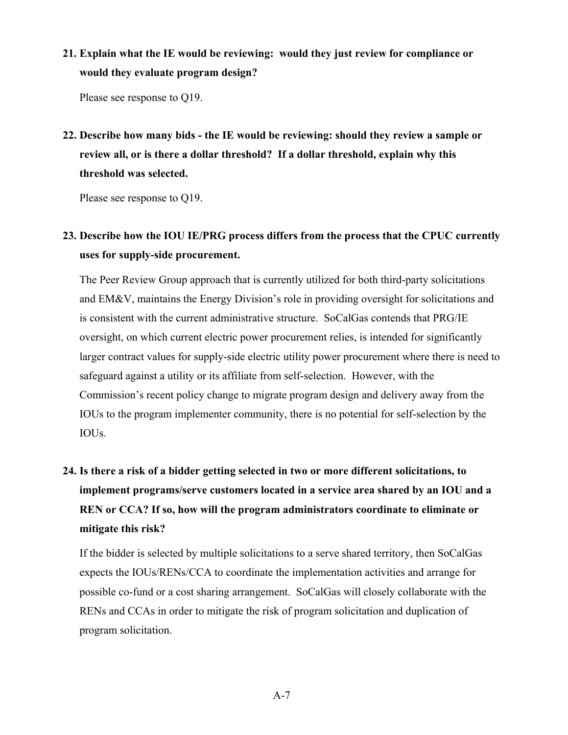**21. Explain what the IE would be reviewing: would they just review for compliance or would they evaluate program design?**

Please see response to Q19.

**22. Describe how many bids - the IE would be reviewing: should they review a sample or review all, or is there a dollar threshold? If a dollar threshold, explain why this threshold was selected.**

Please see response to Q19.

**23. Describe how the IOU IE/PRG process differs from the process that the CPUC currently uses for supply-side procurement.**

The Peer Review Group approach that is currently utilized for both third-party solicitations and EM&V, maintains the Energy Division's role in providing oversight for solicitations and is consistent with the current administrative structure. SoCalGas contends that PRG/IE oversight, on which current electric power procurement relies, is intended for significantly larger contract values for supply-side electric utility power procurement where there is need to safeguard against a utility or its affiliate from self-selection. However, with the Commission's recent policy change to migrate program design and delivery away from the IOUs to the program implementer community, there is no potential for self-selection by the IOUs.

**24. Is there a risk of a bidder getting selected in two or more different solicitations, to implement programs/serve customers located in a service area shared by an IOU and a REN or CCA? If so, how will the program administrators coordinate to eliminate or mitigate this risk?**

If the bidder is selected by multiple solicitations to a serve shared territory, then SoCalGas expects the IOUs/RENs/CCA to coordinate the implementation activities and arrange for possible co-fund or a cost sharing arrangement. SoCalGas will closely collaborate with the RENs and CCAs in order to mitigate the risk of program solicitation and duplication of program solicitation.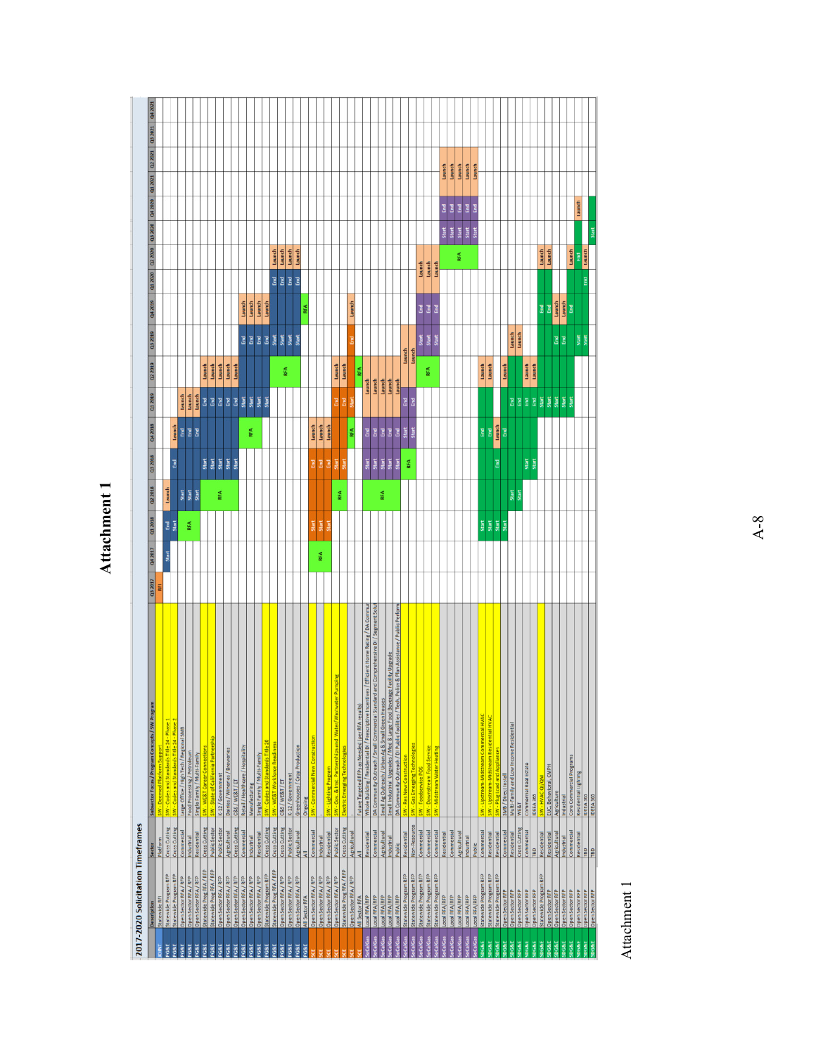# Attachment 1

## 2017-2020 Solicitation Timeframes

| IOU | Description | Sector | Subsector Focus / Program Concepts / SW Program | Q3 2017 | Q4 2017 | Q1 2018 | Q2 2018 | Q3 2018 | Q4 2018 | Q1 2019 | Q2 2019 | Q3 2019 | Q4 2019 | Q1 2020 | Q2 2020 | Q3 2020 | Q4 2020 | Q1 2021 | Q2 2021 | Q3 2021 | Q4 2021 |
|---|---|---|---|---|---|---|---|---|---|---|---|---|---|---|---|---|---|---|---|---|---|
| JOINT | Statewide RFI | Platform | SW - Deemed Platform Support | RFI | | | | | | | | | | | | | | | | | |
| PG&E | Statewide Program RFP | Cross Cutting | SW - Codes and Standards Title 24 - Phase 1 | | Start | End | Launch | | | | | | | | | | | | | | |
| PG&E | Statewide Program RFP | Cross Cutting | SW - Codes and Standards Title 24 - Phase 2 | | | Start | | End | Launch | | | | | | | | | | | | |
| PG&E | Open Sector RFA / RFP | Commercial | Large Office / High Tech / Regional SMB | | | RFA | Start | | End | Launch | | | | | | | | | | | |
| PG&E | Open Sector RFA / RFP | Industrial | Food Processing / Petroleum | | | | Start | | End | Launch | | | | | | | | | | | |
| PG&E | Open Sector RFA / RFP | Residential | Single Family / Multi-Family | | | | Start | | End | Launch | | | | | | | | | | | |
| PG&E | Statewide Prog RFA / RFP | Cross Cutting | SW - WE&T Career Connections | | | | RFA | Start | | End | Launch | | | | | | | | | | |
| PG&E | Statewide Prog RFA / RFP | Public Sector | SW - State of California Partnership | | | | | Start | | End | Launch | | | | | | | | | | |
| PG&E | Open Sector RFA / RFP | Public Sector | K-12 / Government | | | | | Start | | End | Launch | | | | | | | | | | |
| PG&E | Open Sector RFA / RFP | Agricultural | Dairies / Wineries / Breweries | | | | | Start | | End | Launch | | | | | | | | | | |
| PG&E | Open Sector RFA / RFP | Cross Cutting | C&S / WE&T / ET | | | | | Start | | End | Launch | | | | | | | | | | |
| PG&E | Open Sector RFA / RFP | Commercial | Retail / Healthcare / Hospitality | | | | | | RFA | Start | | End | Launch | | | | | | | | |
| PG&E | Open Sector RFA / RFP | Industrial | Manufacturing | | | | | | | Start | | End | Launch | | | | | | | | |
| PG&E | Open Sector RFA / RFP | Residential | Single Family / Multi-Family | | | | | | | Start | | End | Launch | | | | | | | | |
| PG&E | Statewide Program RFP | Cross Cutting | SW - Codes and Standards Title 20 | | | | | | | Start | | End | Launch | | | | | | | | |
| PG&E | Statewide Prog RFA / RFP | Cross Cutting | SW - WE&T Workforce Readiness | | | | | | | | RFA | Start | | End | Launch | | | | | | |
| PG&E | Open Sector RFA / RFP | Cross Cutting | C&S / WE&T / ET | | | | | | | | | Start | | End | Launch | | | | | | |
| PG&E | Open Sector RFA / RFP | Public Sector | K-12 / Government | | | | | | | | | Start | | End | Launch | | | | | | |
| PG&E | Open Sector RFA / RFP | Agricultural | Greenhouse / Crop Production | | | | | | | | | Start | | End | Launch | | | | | | |
| PG&E | All Sector RFA | All | Ongoing | | | | | | | | | | RFA | | | | | | | | |
| SCE | Open Sector RFA / RFP | Commercial | SW - Commercial New Construction | | RFA | Start | | End | Launch | | | | | | | | | | | | |
| SCE | Open Sector RFA / RFP | Industrial | - | | | Start | | End | Launch | | | | | | | | | | | | |
| SCE | Open Sector RFA / RFP | Residential | SW - Lighting Program | | | Start | | End | Launch | | | | | | | | | | | | |
| SCE | Statewide Program RFP | Public Sector | SW - Gov. & Inst. Partnerships and Water/Wastewater Pumping | | | | RFA | Start | | End | Launch | | | | | | | | | | |
| SCE | Open Sector RFA / RFP | Cross Cutting | Electric Emerging Technologies | | | | | Start | | End | Launch | | | | | | | | | | |
| SCE | Open Sector RFA / RFP | Agricultural | - | | | | | | RFA | Start | | End | Launch | | | | | | | | |
| SCE | All Sector RFA | All | Future Targeted RFPs as Needed (per RFA results) | | | | | | | | RFA | | | | | | | | | | |
| SoCalGas | Local RFA/RFP | Residential | Whole Building / Residential DI / Prescriptive Incentives / Efficient Home Rating / DA Commun | | | | RFA | Start | End | Launch | | | | | | | | | | | |
| SoCalGas | Local RFA/RFP | Commercial | DA Community Outreach / Small Commercial Standard and Comprehensive DI / Segment Solut | | | | | Start | End | Launch | | | | | | | | | | | |
| SoCalGas | Local RFA/RFP | Agricultural | Small Ag Outreach / Urban Ag & Small Green Houses | | | | | Start | End | Launch | | | | | | | | | | | |
| SoCalGas | Local RFA/RFP | Industrial | Small Industrial Upgrades / Med & Large Food Beverage Facility Upgrade | | | | | Start | End | Launch | | | | | | | | | | | |
| SoCalGas | Local RFA/RFP | Public | DA Community Outreach / DI Public Facilities / Tech. Policy & Plan Assistance / Public Perform | | | | | Start | End | Launch | | | | | | | | | | | |
| SoCalGas | Statewide Program RFP | Residential | SW - Res New Construction | | | | | RFA | Start | End | Launch | | | | | | | | | | |
| SoCalGas | Statewide Program RFP | Non-Residential | SW - Gas Emerging Technologies | | | | | | Start | End | Launch | | | | | | | | | | |
| SoCalGas | Statewide Program RFP | Commercial | SW - Foodservice POS | | | | | | | | RFA | Start | End | Launch | | | | | | | |
| SoCalGas | Statewide Program RFP | Commercial | SW - Downstream Food Service | | | | | | | | | Start | End | Launch | | | | | | | |
| SoCalGas | Statewide Program RFP | Commercial | SW - Midstream Water Heating | | | | | | | | | Start | End | Launch | | | | | | | |
| SoCalGas | Local RFA/RFP | Residential | | | | | | | | | | | | | RFA | Start | End | Launch | | | |
| SoCalGas | Local RFA/RFP | Commercial | | | | | | | | | | | | | | Start | End | Launch | | | |
| SoCalGas | Local RFA/RFP | Agricultural | | | | | | | | | | | | | | Start | End | Launch | | | |
| SoCalGas | Local RFA/RFP | Industrial | | | | | | | | | | | | | | Start | End | Launch | | | |
| SoCalGas | Local RFA/RFP | Public | | | | | | | | | | | | | | Start | End | Launch | | | |
| SDG&E | Statewide Program RFP | Commercial | SW - Upstream-Midstream Commercial HVAC | | | Start | | | End | | Launch | | | | | | | | | | |
| SDG&E | Statewide Program RFP | Residential | SW - Upstream-Midstream Residential HVAC | | | Start | | | End | | Launch | | | | | | | | | | |
| SDG&E | Statewide Program RFP | Residential | SW - Plug Load and Appliances | | | Start | | End | Launch | | | | | | | | | | | | |
| SDG&E | Open Sector RFP | Commercial | SMB / Direct Install | | | Start | | | End | | Launch | | | | | | | | | | |
| SDG&E | Open Sector RFP | Residential | Multi-Family and Low Income Residential | | | | Start | | | End | | Launch | | | | | | | | | |
| SDG&E | Open Sector RFP | Cross Cutting | WE&T | | | | Start | | | End | | Launch | | | | | | | | | |
| SDG&E | Open Sector RFP | Commercial | Commercial Real Estate | | | | | Start | | End | Launch | | | | | | | | | | |
| SDG&E | Open Sector RFP | TBD | IDEEA 365 | | | | | Start | | End | Launch | | | | | | | | | | |
| SDG&E | Statewide Program RFP | Residential | SW - HVAC QI/QM | | | | | | | Start | | | End | | Launch | | | | | | |
| SDG&E | Open Sector RFP | Residential | EUC, Behavioral, CMPR | | | | | | | Start | | | End | | Launch | | | | | | |
| SDG&E | Open Sector RFP | Agricultural | Agriculture | | | | | | | Start | | End | Launch | | | | | | | | |
| SDG&E | Open Sector RFP | Industrial | Industrial | | | | | | | Start | | End | Launch | | | | | | | | |
| SDG&E | Open Sector RFP | Commercial | Core Commercial Programs | | | | | | | Start | | | End | | Launch | | | | | | |
| SDG&E | Open Sector RFP | Residential | Residential Lighting | | | | | | | | | Start | | End | Launch | | | | | | |
| SDG&E | Open Sector RFP | TBD | IDEEA 365 | | | | | | | | | Start | | | | | Launch | | | | |
| SDG&E | Open Sector RFP | TBD | | | | | | | | | | | | | | Start | | | | | |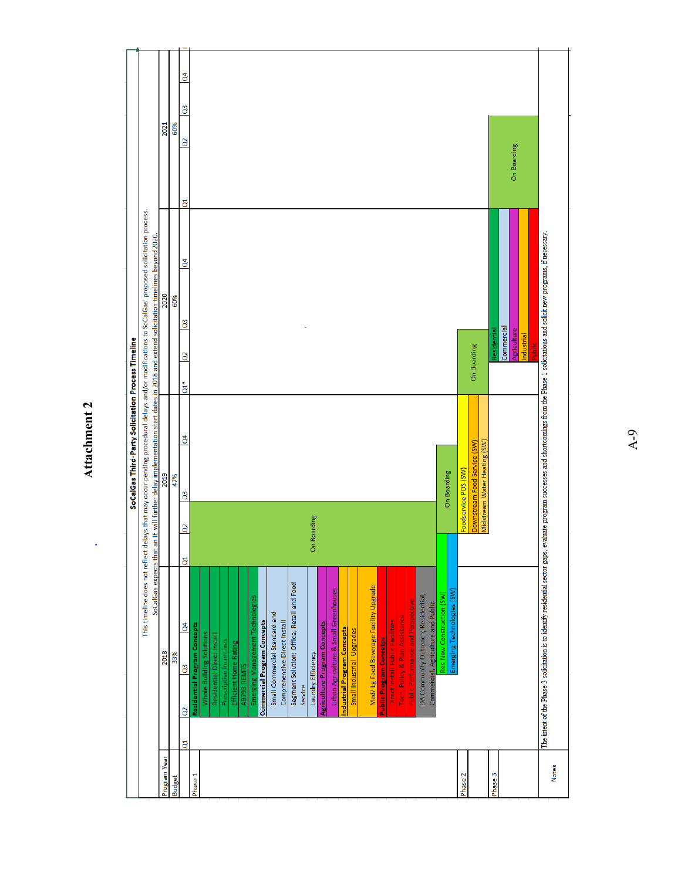# Attachment 2

**SoCalGas Third-Party Solicitation Process Timeline**

This timeline does not reflect delays that may occur pending procedural delays and/or modifications to SoCalGas' proposed solicitation process.
SoCalGas expects that an IE will further delay implementation start dates in 2018 and extend solicitation timelines beyond 2020.

Program Year: 2018, 2019, 2020, 2021

Budget: 33%, 47%, 60%, 60%

Quarters: Q1, Q2, Q3, Q4 (2018); Q1, Q2, Q3, Q4 (2019); Q1*, Q2, Q3, Q4 (2020); Q1, Q2, Q3, Q4 (2021)

Phase 1

**Residential Program Concepts**
Whole Building Solutions
Residential Direct Install
Prescriptive Incentives
Efficient Home Rating
AB793 REMTS
Emerging Management Technologies

**Commercial Program Concepts**
Small Commercial Standard and Comprehensive Direct Install
Segment Solution; Office, Retail and Food Service
Laundry Efficiency

**Agriculture Program Concepts**
Urban Agriculture & Small Greenhouses

**Industrial Program Concepts**
Small Industrial Upgrades
Med/ Lg Food Beverage Facility Upgrade

**Public Program Concepts**
Direct Install Public Facilities
Tech Policy & Plan Assistance
Public Performance and Perspective
DA Community Outreach; Residential, Commercial, Agriculture and Public
Res New Construction (SW)
Emerging Technologies (SW)

On Boarding

Phase 2

Foodservice POS (SW)
Downstream Food Service (SW)
Midstream Water Heating (SW)

On Boarding

Phase 3

Residential
Commercial
Agriculture
Industrial
Public

On Boarding

Notes: The intent of the Phase 3 solicitation is to identify residential sector gaps, evaluate program successes and shortcomings from the Phase 1 solicitations and solicit new programs, if necessary.